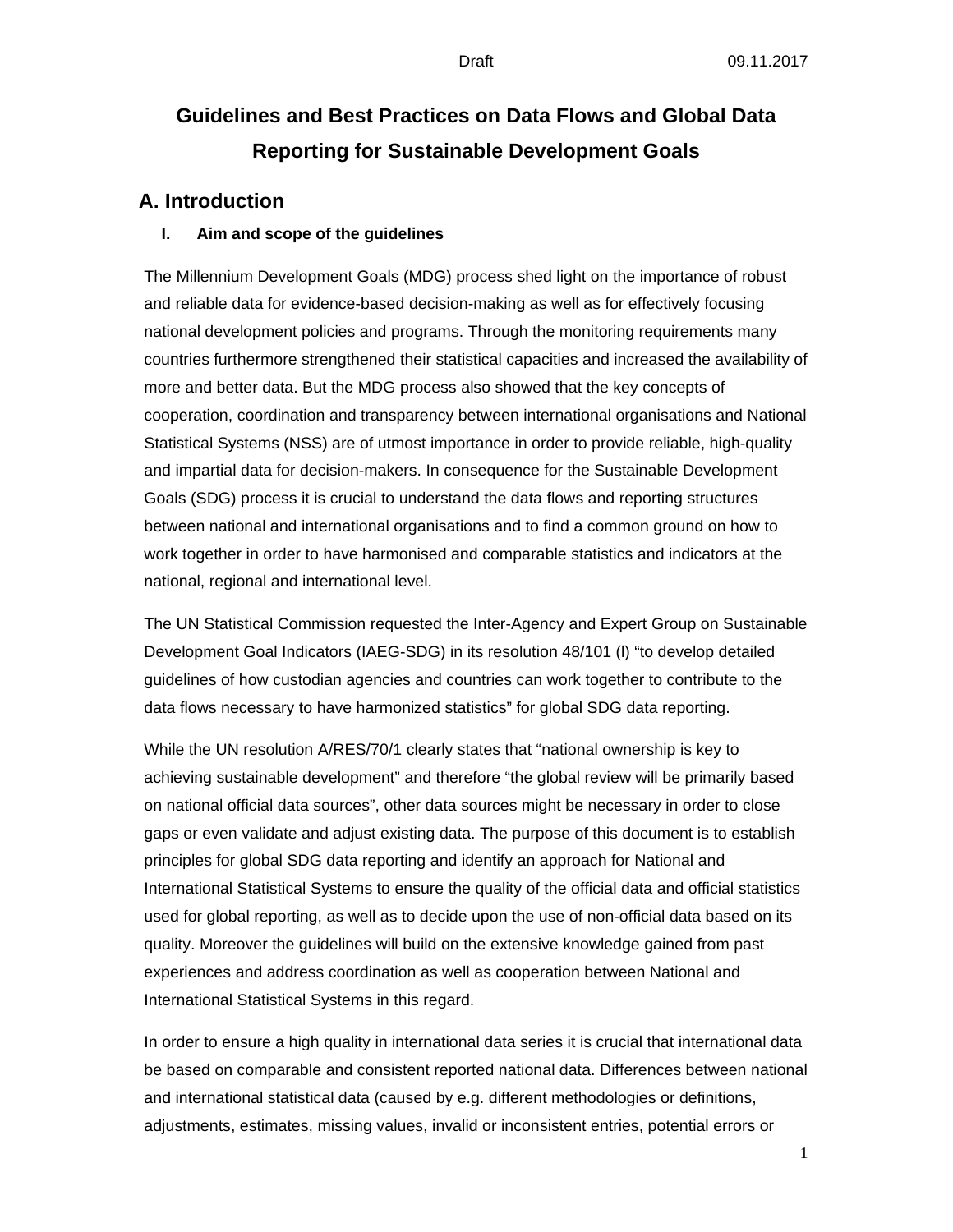# Guidelines and Best Practices on Data Flows and Global Data Reporting for Sustainable Development Goals

## A. Introduction

### I. Aim and scope of the guidelines

The Millennium Development Goals (MDG) process shed light on the importance of robust and reliable data for evidence-based decision-making as well as for effectively focusing national development policies and programs. Through the monitoring requirements many countries furthermore strengthened their statistical capacities and increased the availability of more and better data. But the MDG process also showed that the key concepts of cooperation, coordination and transparency between international organisations and National Statistical Systems (NSS) are of utmost importance in order to provide reliable, high-quality and impartial data for decision-makers. In consequence for the Sustainable Development Goals (SDG) process it is crucial to understand the data flows and reporting structures between national and international organisations and to find a common ground on how to work together in order to have harmonised and comparable statistics and indicators at the national, regional and international level.

The UN Statistical Commission requested the Inter-Agency and Expert Group on Sustainable Development Goal Indicators (IAEG-SDG) in its resolution 48/101 (l) "to develop detailed guidelines of how custodian agencies and countries can work together to contribute to the data flows necessary to have harmonized statistics" for global SDG data reporting.

While the UN resolution A/RES/70/1 clearly states that "national ownership is key to achieving sustainable development" and therefore "the global review will be primarily based on national official data sources", other data sources might be necessary in order to close gaps or even validate and adjust existing data. The purpose of this document is to establish principles for global SDG data reporting and identify an approach for National and International Statistical Systems to ensure the quality of the official data and official statistics used for global reporting, as well as to decide upon the use of non-official data based on its quality. Moreover the guidelines will build on the extensive knowledge gained from past experiences and address coordination as well as cooperation between National and International Statistical Systems in this regard.

In order to ensure a high quality in international data series it is crucial that international data be based on comparable and consistent reported national data. Differences between national and international statistical data (caused by e.g. different methodologies or definitions, adjustments, estimates, missing values, invalid or inconsistent entries, potential errors or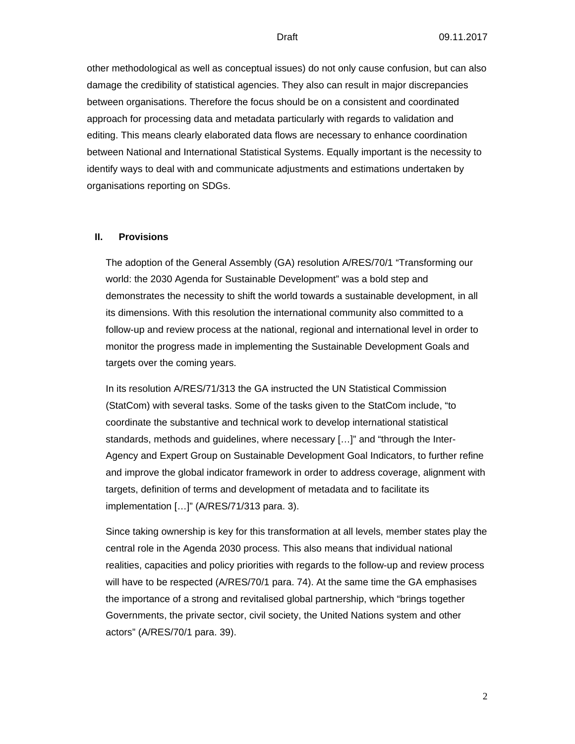other methodological as well as conceptual issues) do not only cause confusion, but can also damage the credibility of statistical agencies. They also can result in major discrepancies between organisations. Therefore the focus should be on a consistent and coordinated approach for processing data and metadata particularly with regards to validation and editing. This means clearly elaborated data flows are necessary to enhance coordination between National and International Statistical Systems. Equally important is the necessity to identify ways to deal with and communicate adjustments and estimations undertaken by organisations reporting on SDGs.

## II. Provisions

The adoption of the General Assembly (GA) resolution A/RES/70/1 "Transforming our world: the 2030 Agenda for Sustainable Development" was a bold step and demonstrates the necessity to shift the world towards a sustainable development, in all its dimensions. With this resolution the international community also committed to a follow-up and review process at the national, regional and international level in order to monitor the progress made in implementing the Sustainable Development Goals and targets over the coming years.

In its resolution A/RES/71/313 the GA instructed the UN Statistical Commission (StatCom) with several tasks. Some of the tasks given to the StatCom include, "to coordinate the substantive and technical work to develop international statistical standards, methods and guidelines, where necessary […]" and "through the Inter-Agency and Expert Group on Sustainable Development Goal Indicators, to further refine and improve the global indicator framework in order to address coverage, alignment with targets, definition of terms and development of metadata and to facilitate its implementation […]" (A/RES/71/313 para. 3).

Since taking ownership is key for this transformation at all levels, member states play the central role in the Agenda 2030 process. This also means that individual national realities, capacities and policy priorities with regards to the follow-up and review process will have to be respected (A/RES/70/1 para. 74). At the same time the GA emphasises the importance of a strong and revitalised global partnership, which "brings together Governments, the private sector, civil society, the United Nations system and other actors" (A/RES/70/1 para. 39).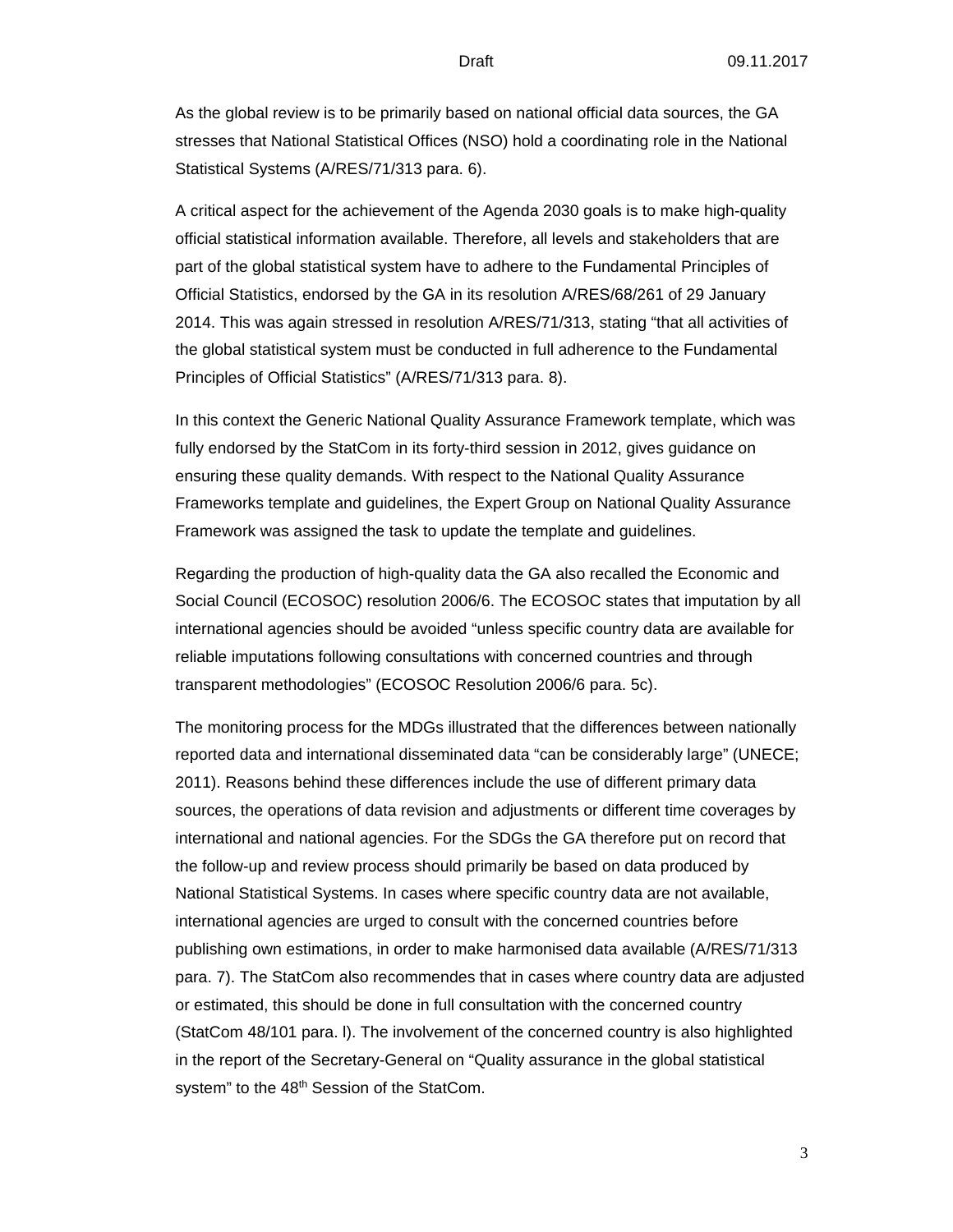As the global review is to be primarily based on national official data sources, the GA stresses that National Statistical Offices (NSO) hold a coordinating role in the National Statistical Systems (A/RES/71/313 para. 6).

A critical aspect for the achievement of the Agenda 2030 goals is to make high-quality official statistical information available. Therefore, all levels and stakeholders that are part of the global statistical system have to adhere to the Fundamental Principles of Official Statistics, endorsed by the GA in its resolution A/RES/68/261 of 29 January 2014. This was again stressed in resolution A/RES/71/313, stating “that all activities of the global statistical system must be conducted in full adherence to the Fundamental Principles of Official Statistics” (A/RES/71/313 para. 8).

In this context the Generic National Quality Assurance Framework template, which was fully endorsed by the StatCom in its forty-third session in 2012, gives guidance on ensuring these quality demands. With respect to the National Quality Assurance Frameworks template and guidelines, the Expert Group on National Quality Assurance Framework was assigned the task to update the template and guidelines.

Regarding the production of high-quality data the GA also recalled the Economic and Social Council (ECOSOC) resolution 2006/6. The ECOSOC states that imputation by all international agencies should be avoided “unless specific country data are available for reliable imputations following consultations with concerned countries and through transparent methodologies” (ECOSOC Resolution 2006/6 para. 5c).

The monitoring process for the MDGs illustrated that the differences between nationally reported data and international disseminated data “can be considerably large” (UNECE; 2011). Reasons behind these differences include the use of different primary data sources, the operations of data revision and adjustments or different time coverages by international and national agencies. For the SDGs the GA therefore put on record that the follow-up and review process should primarily be based on data produced by National Statistical Systems. In cases where specific country data are not available, international agencies are urged to consult with the concerned countries before publishing own estimations, in order to make harmonised data available (A/RES/71/313 para. 7). The StatCom also recommendes that in cases where country data are adjusted or estimated, this should be done in full consultation with the concerned country (StatCom 48/101 para. l). The involvement of the concerned country is also highlighted in the report of the Secretary-General on “Quality assurance in the global statistical system” to the 48th Session of the StatCom.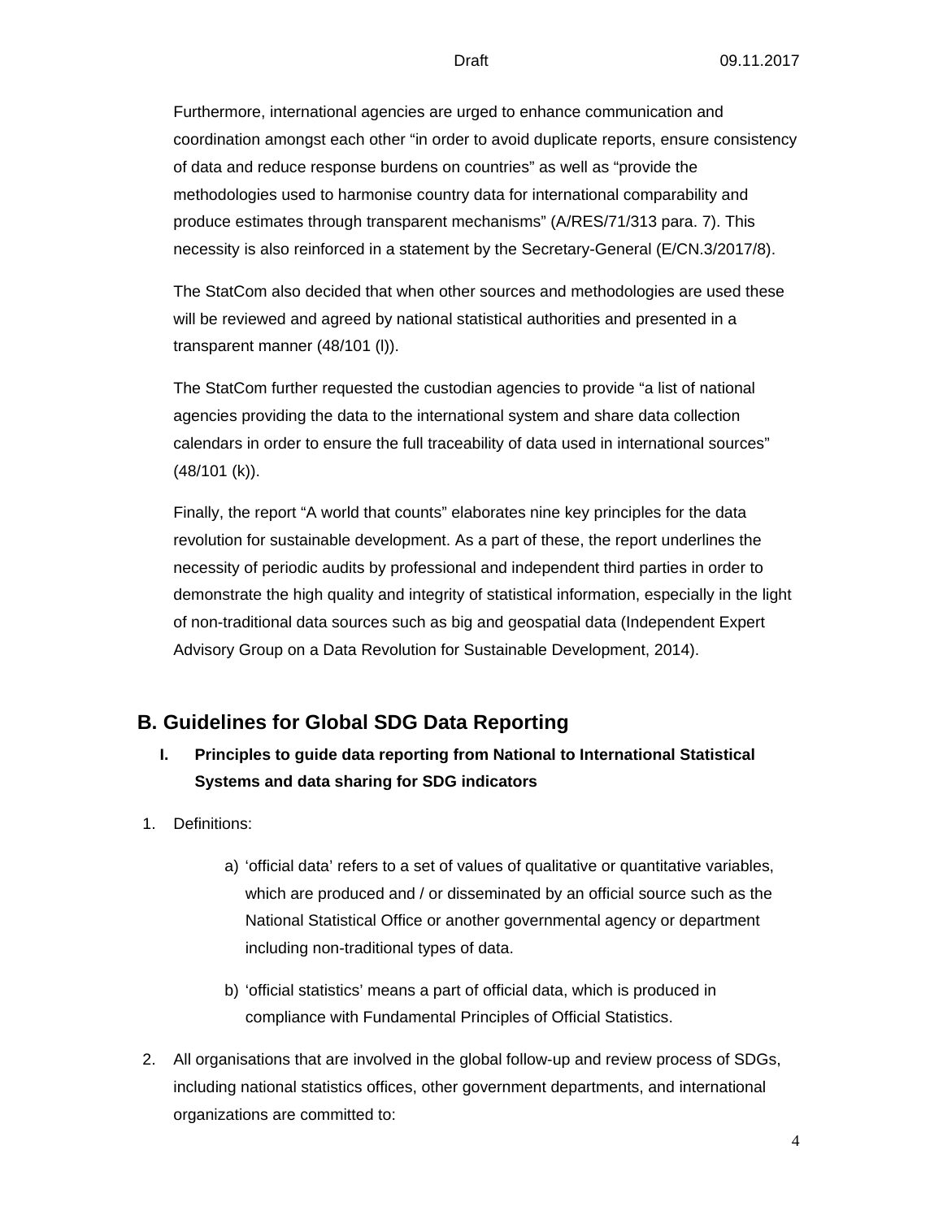Furthermore, international agencies are urged to enhance communication and coordination amongst each other “in order to avoid duplicate reports, ensure consistency of data and reduce response burdens on countries” as well as “provide the methodologies used to harmonise country data for international comparability and produce estimates through transparent mechanisms” (A/RES/71/313 para. 7). This necessity is also reinforced in a statement by the Secretary-General (E/CN.3/2017/8).

The StatCom also decided that when other sources and methodologies are used these will be reviewed and agreed by national statistical authorities and presented in a transparent manner (48/101 (l)).

The StatCom further requested the custodian agencies to provide “a list of national agencies providing the data to the international system and share data collection calendars in order to ensure the full traceability of data used in international sources” (48/101 (k)).

Finally, the report “A world that counts” elaborates nine key principles for the data revolution for sustainable development. As a part of these, the report underlines the necessity of periodic audits by professional and independent third parties in order to demonstrate the high quality and integrity of statistical information, especially in the light of non-traditional data sources such as big and geospatial data (Independent Expert Advisory Group on a Data Revolution for Sustainable Development, 2014).

## B. Guidelines for Global SDG Data Reporting

### I. Principles to guide data reporting from National to International Statistical Systems and data sharing for SDG indicators

1. Definitions:

    a) ‘official data’ refers to a set of values of qualitative or quantitative variables, which are produced and / or disseminated by an official source such as the National Statistical Office or another governmental agency or department including non-traditional types of data.

    b) ‘official statistics’ means a part of official data, which is produced in compliance with Fundamental Principles of Official Statistics.

2. All organisations that are involved in the global follow-up and review process of SDGs, including national statistics offices, other government departments, and international organizations are committed to: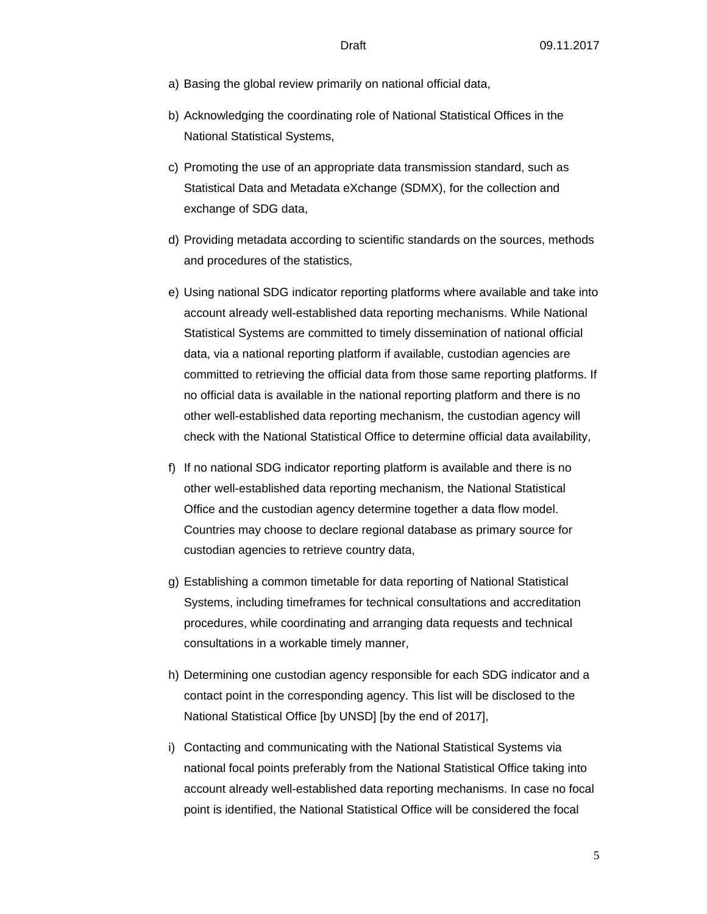a) Basing the global review primarily on national official data,

b) Acknowledging the coordinating role of National Statistical Offices in the National Statistical Systems,

c) Promoting the use of an appropriate data transmission standard, such as Statistical Data and Metadata eXchange (SDMX), for the collection and exchange of SDG data,

d) Providing metadata according to scientific standards on the sources, methods and procedures of the statistics,

e) Using national SDG indicator reporting platforms where available and take into account already well-established data reporting mechanisms. While National Statistical Systems are committed to timely dissemination of national official data, via a national reporting platform if available, custodian agencies are committed to retrieving the official data from those same reporting platforms. If no official data is available in the national reporting platform and there is no other well-established data reporting mechanism, the custodian agency will check with the National Statistical Office to determine official data availability,

f) If no national SDG indicator reporting platform is available and there is no other well-established data reporting mechanism, the National Statistical Office and the custodian agency determine together a data flow model. Countries may choose to declare regional database as primary source for custodian agencies to retrieve country data,

g) Establishing a common timetable for data reporting of National Statistical Systems, including timeframes for technical consultations and accreditation procedures, while coordinating and arranging data requests and technical consultations in a workable timely manner,

h) Determining one custodian agency responsible for each SDG indicator and a contact point in the corresponding agency. This list will be disclosed to the National Statistical Office [by UNSD] [by the end of 2017],

i) Contacting and communicating with the National Statistical Systems via national focal points preferably from the National Statistical Office taking into account already well-established data reporting mechanisms. In case no focal point is identified, the National Statistical Office will be considered the focal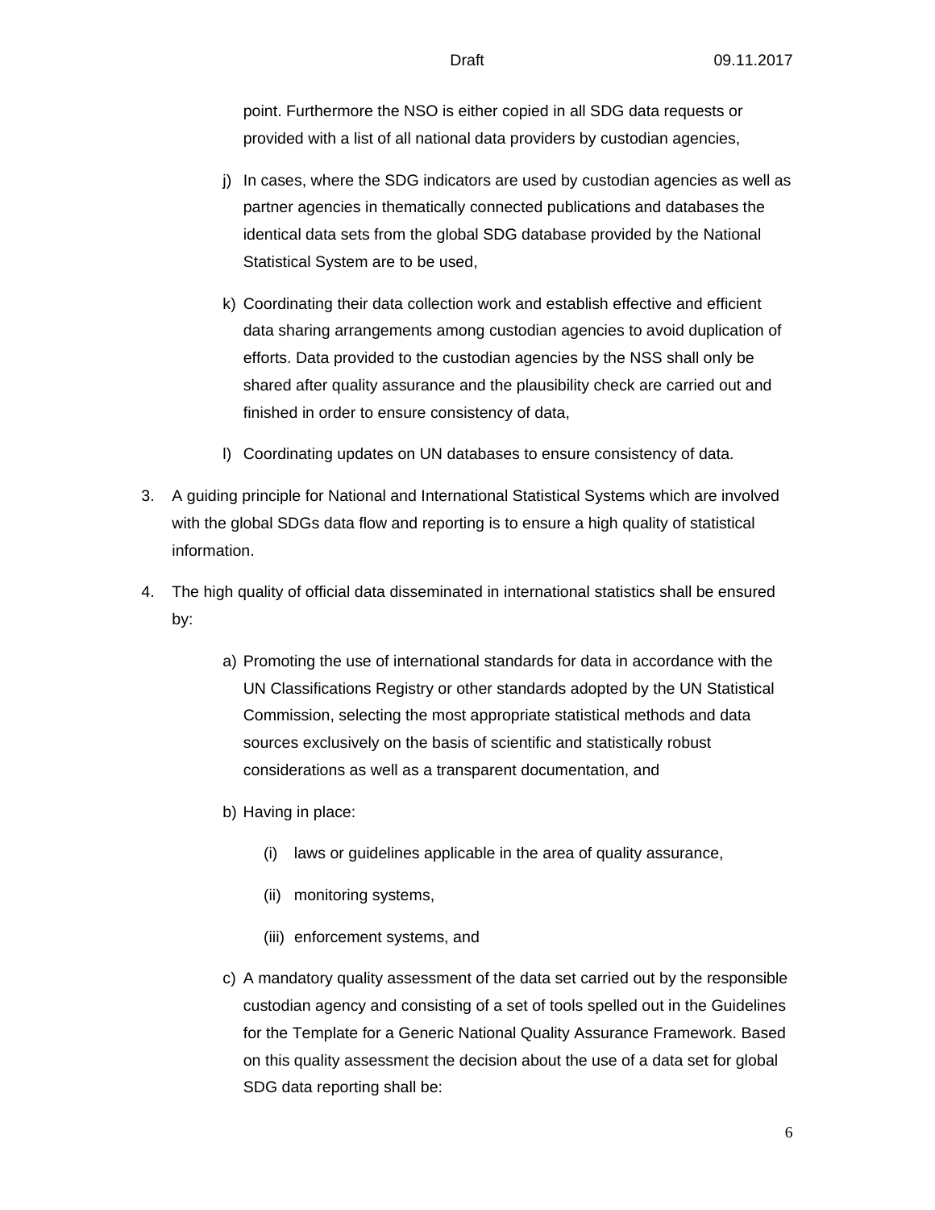point. Furthermore the NSO is either copied in all SDG data requests or provided with a list of all national data providers by custodian agencies,

j) In cases, where the SDG indicators are used by custodian agencies as well as partner agencies in thematically connected publications and databases the identical data sets from the global SDG database provided by the National Statistical System are to be used,

k) Coordinating their data collection work and establish effective and efficient data sharing arrangements among custodian agencies to avoid duplication of efforts. Data provided to the custodian agencies by the NSS shall only be shared after quality assurance and the plausibility check are carried out and finished in order to ensure consistency of data,

l) Coordinating updates on UN databases to ensure consistency of data.

3. A guiding principle for National and International Statistical Systems which are involved with the global SDGs data flow and reporting is to ensure a high quality of statistical information.

4. The high quality of official data disseminated in international statistics shall be ensured by:

   a) Promoting the use of international standards for data in accordance with the UN Classifications Registry or other standards adopted by the UN Statistical Commission, selecting the most appropriate statistical methods and data sources exclusively on the basis of scientific and statistically robust considerations as well as a transparent documentation, and

   b) Having in place:

      (i) laws or guidelines applicable in the area of quality assurance,

      (ii) monitoring systems,

      (iii) enforcement systems, and

   c) A mandatory quality assessment of the data set carried out by the responsible custodian agency and consisting of a set of tools spelled out in the Guidelines for the Template for a Generic National Quality Assurance Framework. Based on this quality assessment the decision about the use of a data set for global SDG data reporting shall be: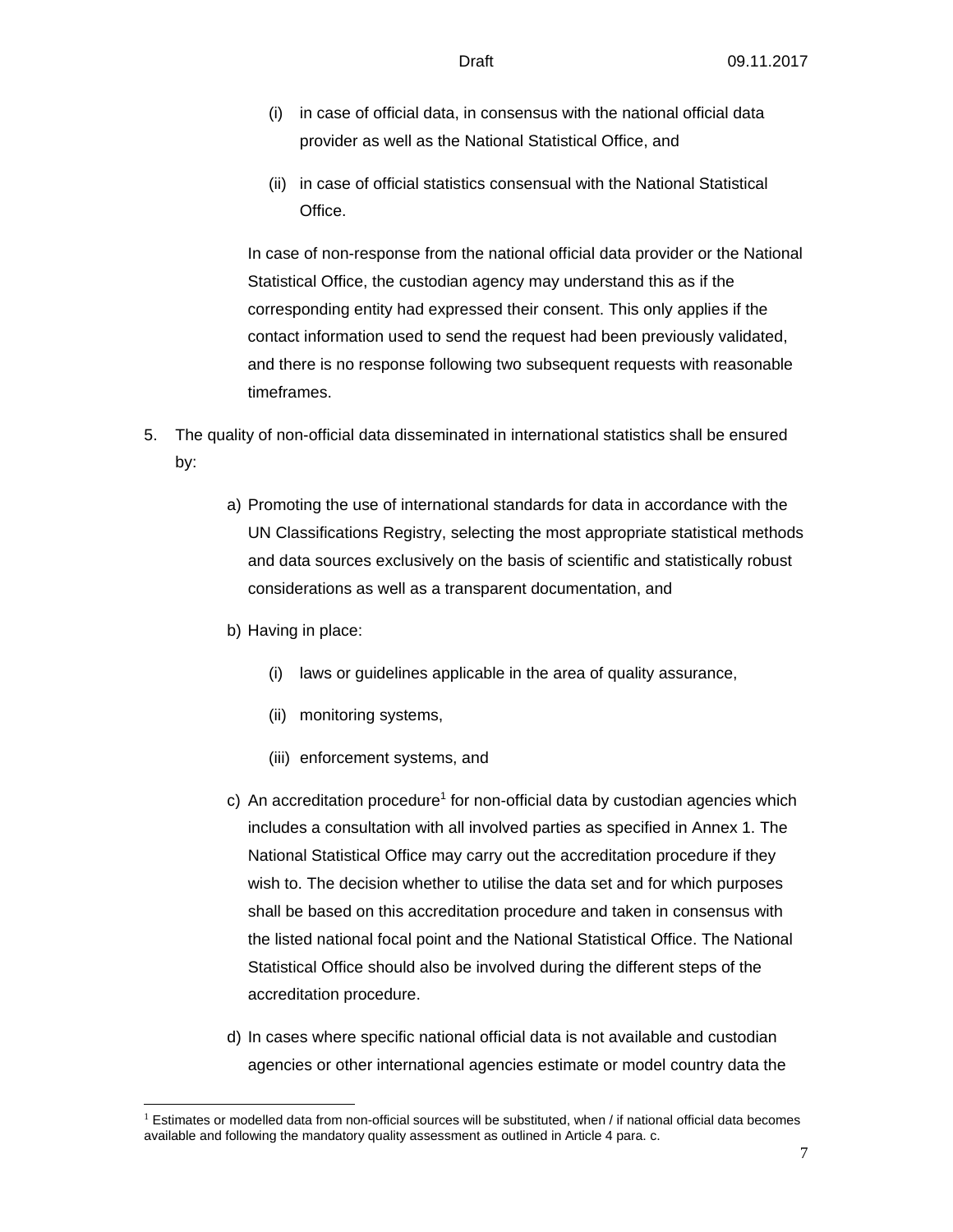(i) in case of official data, in consensus with the national official data provider as well as the National Statistical Office, and

(ii) in case of official statistics consensual with the National Statistical Office.

In case of non-response from the national official data provider or the National Statistical Office, the custodian agency may understand this as if the corresponding entity had expressed their consent. This only applies if the contact information used to send the request had been previously validated, and there is no response following two subsequent requests with reasonable timeframes.

5. The quality of non-official data disseminated in international statistics shall be ensured by:

   a) Promoting the use of international standards for data in accordance with the UN Classifications Registry, selecting the most appropriate statistical methods and data sources exclusively on the basis of scientific and statistically robust considerations as well as a transparent documentation, and

   b) Having in place:

      (i) laws or guidelines applicable in the area of quality assurance,

      (ii) monitoring systems,

      (iii) enforcement systems, and

   c) An accreditation procedure[1] for non-official data by custodian agencies which includes a consultation with all involved parties as specified in Annex 1. The National Statistical Office may carry out the accreditation procedure if they wish to. The decision whether to utilise the data set and for which purposes shall be based on this accreditation procedure and taken in consensus with the listed national focal point and the National Statistical Office. The National Statistical Office should also be involved during the different steps of the accreditation procedure.

   d) In cases where specific national official data is not available and custodian agencies or other international agencies estimate or model country data the

---

[1] Estimates or modelled data from non-official sources will be substituted, when / if national official data becomes available and following the mandatory quality assessment as outlined in Article 4 para. c.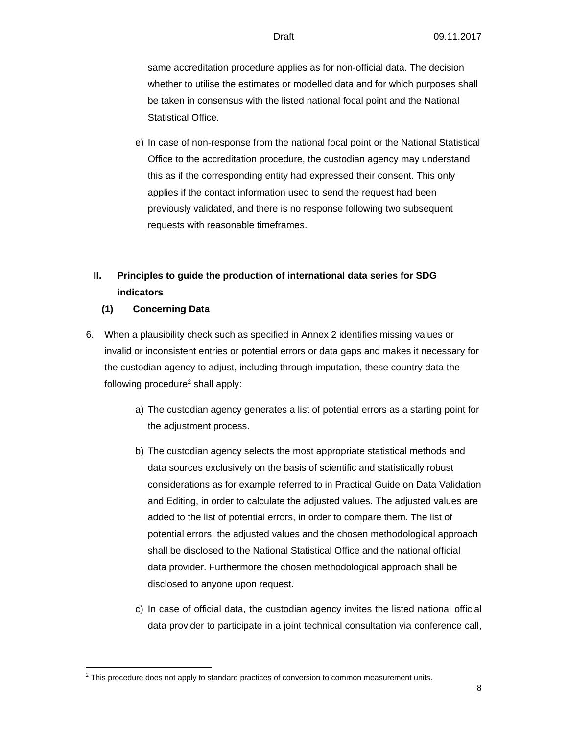same accreditation procedure applies as for non-official data. The decision whether to utilise the estimates or modelled data and for which purposes shall be taken in consensus with the listed national focal point and the National Statistical Office.

e) In case of non-response from the national focal point or the National Statistical Office to the accreditation procedure, the custodian agency may understand this as if the corresponding entity had expressed their consent. This only applies if the contact information used to send the request had been previously validated, and there is no response following two subsequent requests with reasonable timeframes.

## II. Principles to guide the production of international data series for SDG indicators

### (1) Concerning Data

6. When a plausibility check such as specified in Annex 2 identifies missing values or invalid or inconsistent entries or potential errors or data gaps and makes it necessary for the custodian agency to adjust, including through imputation, these country data the following procedure[2] shall apply:

   a) The custodian agency generates a list of potential errors as a starting point for the adjustment process.

   b) The custodian agency selects the most appropriate statistical methods and data sources exclusively on the basis of scientific and statistically robust considerations as for example referred to in Practical Guide on Data Validation and Editing, in order to calculate the adjusted values. The adjusted values are added to the list of potential errors, in order to compare them. The list of potential errors, the adjusted values and the chosen methodological approach shall be disclosed to the National Statistical Office and the national official data provider. Furthermore the chosen methodological approach shall be disclosed to anyone upon request.

   c) In case of official data, the custodian agency invites the listed national official data provider to participate in a joint technical consultation via conference call,

[2] This procedure does not apply to standard practices of conversion to common measurement units.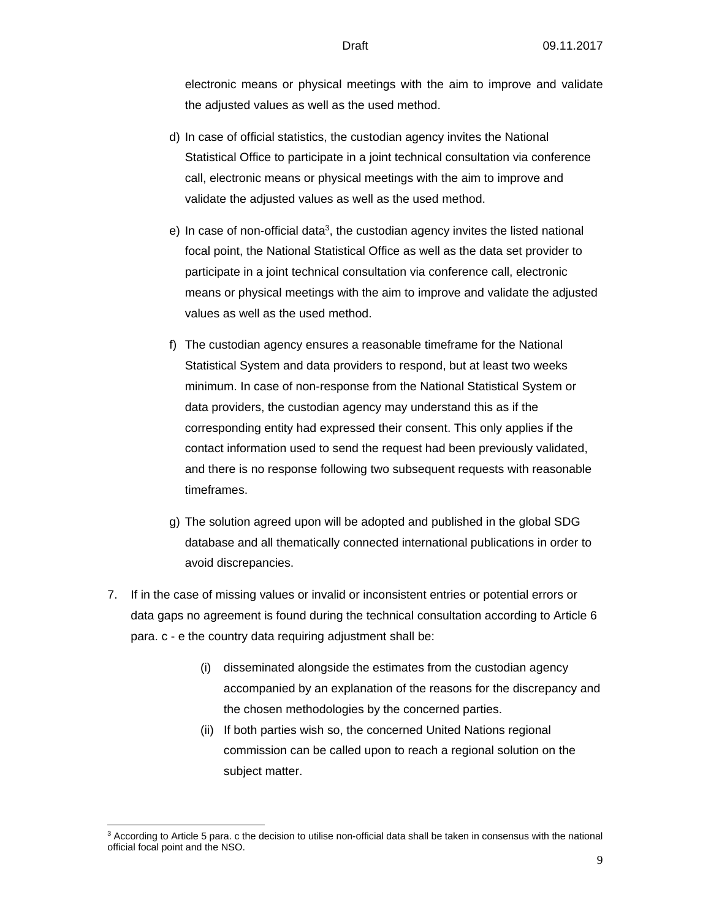electronic means or physical meetings with the aim to improve and validate the adjusted values as well as the used method.

d) In case of official statistics, the custodian agency invites the National Statistical Office to participate in a joint technical consultation via conference call, electronic means or physical meetings with the aim to improve and validate the adjusted values as well as the used method.

e) In case of non-official data[3], the custodian agency invites the listed national focal point, the National Statistical Office as well as the data set provider to participate in a joint technical consultation via conference call, electronic means or physical meetings with the aim to improve and validate the adjusted values as well as the used method.

f) The custodian agency ensures a reasonable timeframe for the National Statistical System and data providers to respond, but at least two weeks minimum. In case of non-response from the National Statistical System or data providers, the custodian agency may understand this as if the corresponding entity had expressed their consent. This only applies if the contact information used to send the request had been previously validated, and there is no response following two subsequent requests with reasonable timeframes.

g) The solution agreed upon will be adopted and published in the global SDG database and all thematically connected international publications in order to avoid discrepancies.

7. If in the case of missing values or invalid or inconsistent entries or potential errors or data gaps no agreement is found during the technical consultation according to Article 6 para. c - e the country data requiring adjustment shall be:

   (i) disseminated alongside the estimates from the custodian agency accompanied by an explanation of the reasons for the discrepancy and the chosen methodologies by the concerned parties.

   (ii) If both parties wish so, the concerned United Nations regional commission can be called upon to reach a regional solution on the subject matter.

[3] According to Article 5 para. c the decision to utilise non-official data shall be taken in consensus with the national official focal point and the NSO.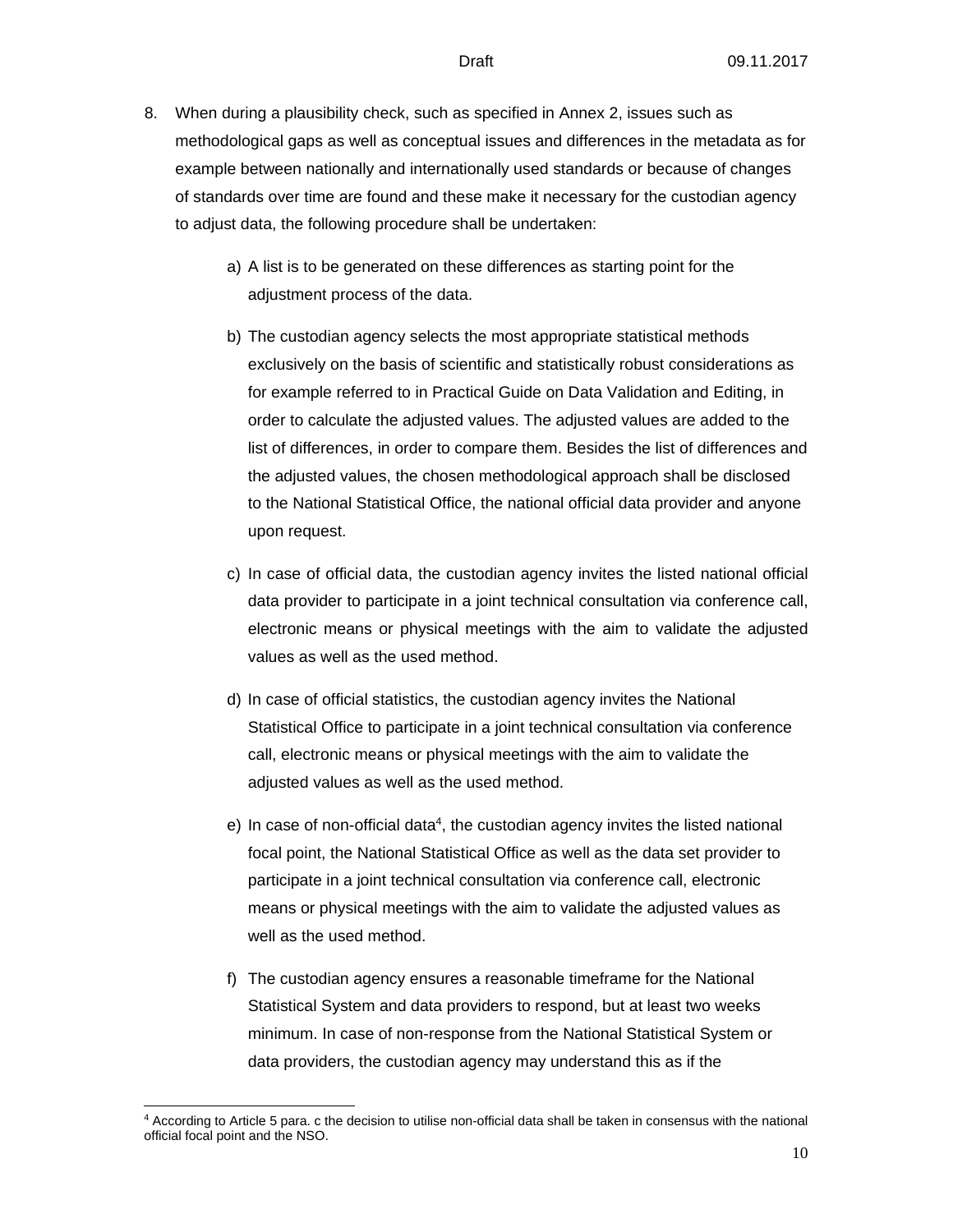8. When during a plausibility check, such as specified in Annex 2, issues such as methodological gaps as well as conceptual issues and differences in the metadata as for example between nationally and internationally used standards or because of changes of standards over time are found and these make it necessary for the custodian agency to adjust data, the following procedure shall be undertaken:

    a) A list is to be generated on these differences as starting point for the adjustment process of the data.

    b) The custodian agency selects the most appropriate statistical methods exclusively on the basis of scientific and statistically robust considerations as for example referred to in Practical Guide on Data Validation and Editing, in order to calculate the adjusted values. The adjusted values are added to the list of differences, in order to compare them. Besides the list of differences and the adjusted values, the chosen methodological approach shall be disclosed to the National Statistical Office, the national official data provider and anyone upon request.

    c) In case of official data, the custodian agency invites the listed national official data provider to participate in a joint technical consultation via conference call, electronic means or physical meetings with the aim to validate the adjusted values as well as the used method.

    d) In case of official statistics, the custodian agency invites the National Statistical Office to participate in a joint technical consultation via conference call, electronic means or physical meetings with the aim to validate the adjusted values as well as the used method.

    e) In case of non-official data[4], the custodian agency invites the listed national focal point, the National Statistical Office as well as the data set provider to participate in a joint technical consultation via conference call, electronic means or physical meetings with the aim to validate the adjusted values as well as the used method.

    f) The custodian agency ensures a reasonable timeframe for the National Statistical System and data providers to respond, but at least two weeks minimum. In case of non-response from the National Statistical System or data providers, the custodian agency may understand this as if the

[4] According to Article 5 para. c the decision to utilise non-official data shall be taken in consensus with the national official focal point and the NSO.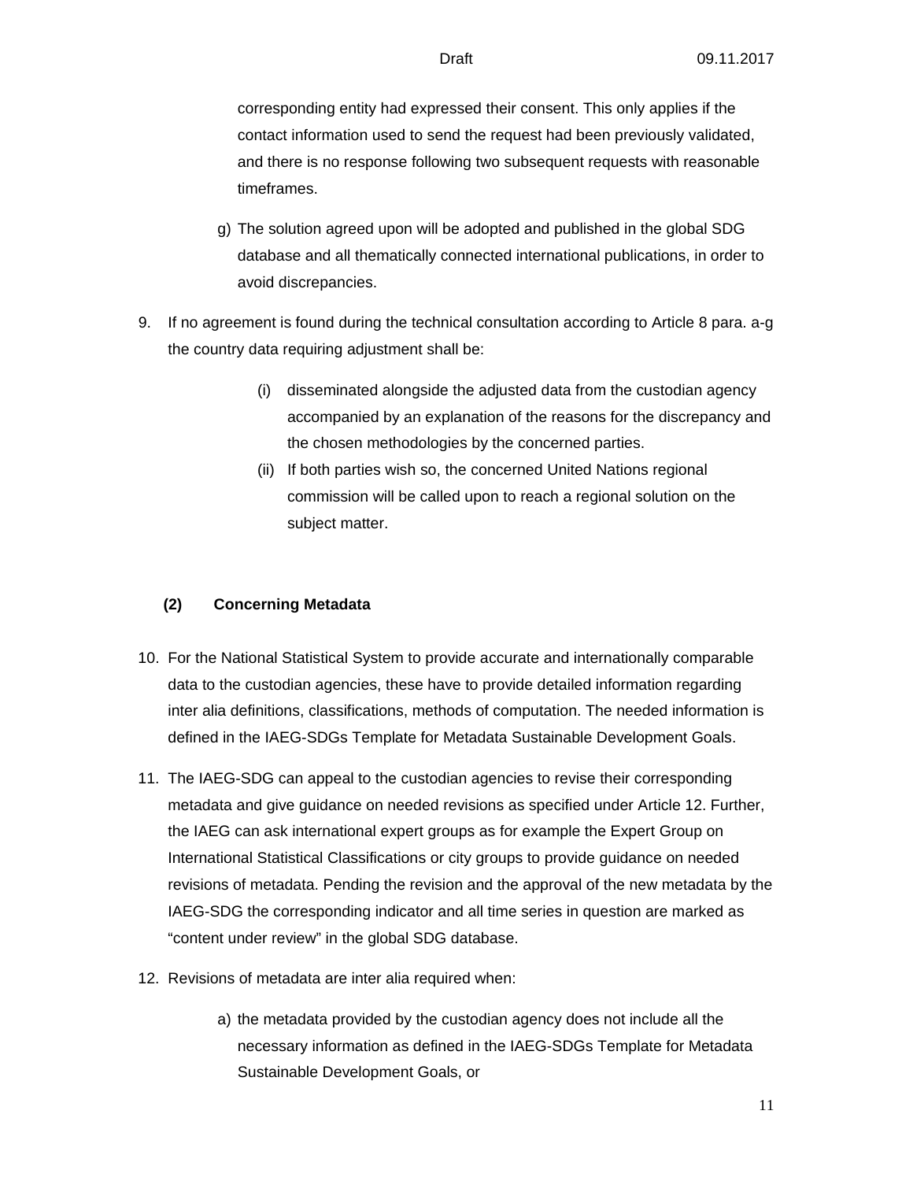corresponding entity had expressed their consent. This only applies if the contact information used to send the request had been previously validated, and there is no response following two subsequent requests with reasonable timeframes.

g) The solution agreed upon will be adopted and published in the global SDG database and all thematically connected international publications, in order to avoid discrepancies.

9. If no agreement is found during the technical consultation according to Article 8 para. a-g the country data requiring adjustment shall be:

   (i) disseminated alongside the adjusted data from the custodian agency accompanied by an explanation of the reasons for the discrepancy and the chosen methodologies by the concerned parties.

   (ii) If both parties wish so, the concerned United Nations regional commission will be called upon to reach a regional solution on the subject matter.

**(2) Concerning Metadata**

10. For the National Statistical System to provide accurate and internationally comparable data to the custodian agencies, these have to provide detailed information regarding inter alia definitions, classifications, methods of computation. The needed information is defined in the IAEG-SDGs Template for Metadata Sustainable Development Goals.

11. The IAEG-SDG can appeal to the custodian agencies to revise their corresponding metadata and give guidance on needed revisions as specified under Article 12. Further, the IAEG can ask international expert groups as for example the Expert Group on International Statistical Classifications or city groups to provide guidance on needed revisions of metadata. Pending the revision and the approval of the new metadata by the IAEG-SDG the corresponding indicator and all time series in question are marked as "content under review" in the global SDG database.

12. Revisions of metadata are inter alia required when:

    a) the metadata provided by the custodian agency does not include all the necessary information as defined in the IAEG-SDGs Template for Metadata Sustainable Development Goals, or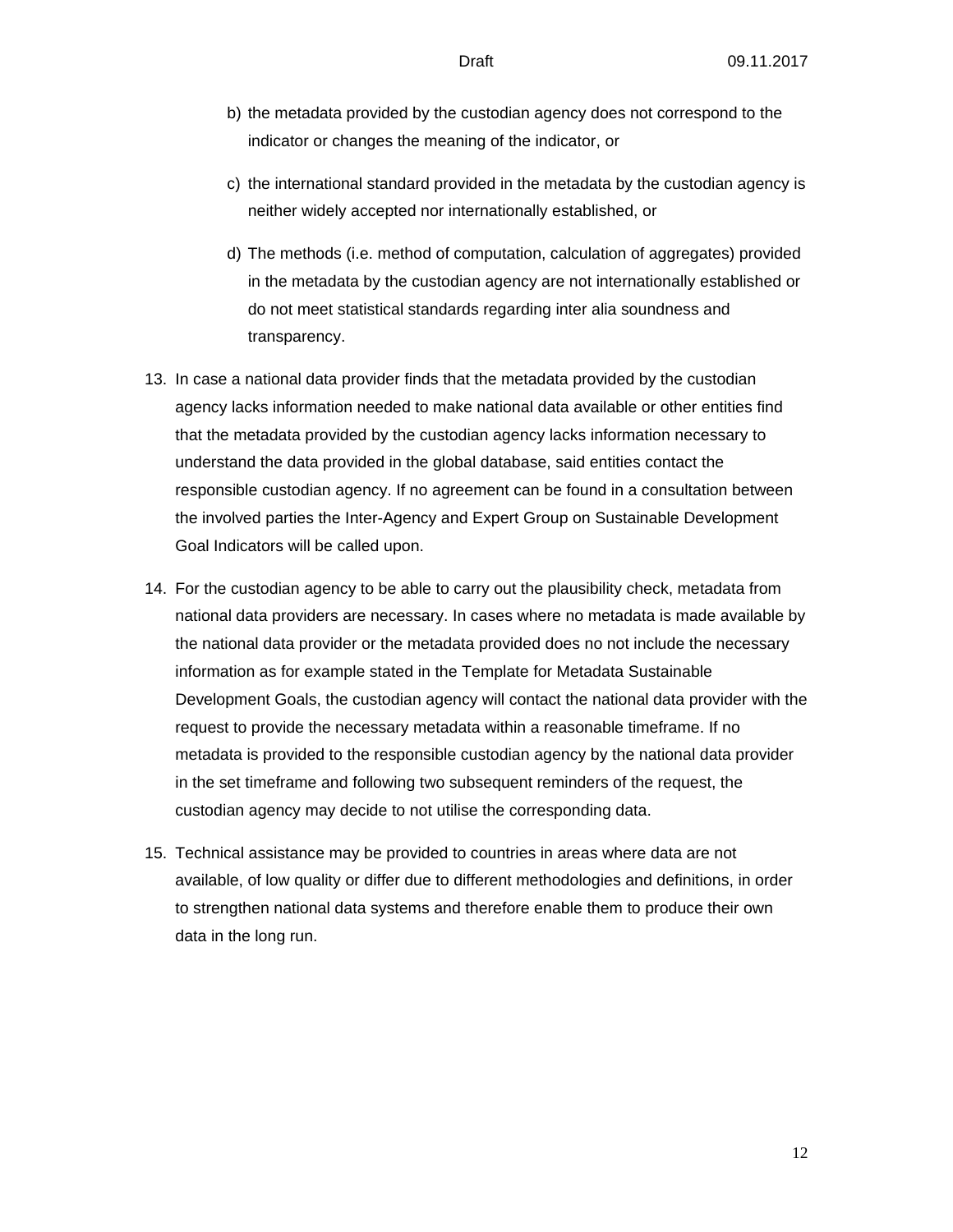b) the metadata provided by the custodian agency does not correspond to the indicator or changes the meaning of the indicator, or

c) the international standard provided in the metadata by the custodian agency is neither widely accepted nor internationally established, or

d) The methods (i.e. method of computation, calculation of aggregates) provided in the metadata by the custodian agency are not internationally established or do not meet statistical standards regarding inter alia soundness and transparency.

13. In case a national data provider finds that the metadata provided by the custodian agency lacks information needed to make national data available or other entities find that the metadata provided by the custodian agency lacks information necessary to understand the data provided in the global database, said entities contact the responsible custodian agency. If no agreement can be found in a consultation between the involved parties the Inter-Agency and Expert Group on Sustainable Development Goal Indicators will be called upon.

14. For the custodian agency to be able to carry out the plausibility check, metadata from national data providers are necessary. In cases where no metadata is made available by the national data provider or the metadata provided does no not include the necessary information as for example stated in the Template for Metadata Sustainable Development Goals, the custodian agency will contact the national data provider with the request to provide the necessary metadata within a reasonable timeframe. If no metadata is provided to the responsible custodian agency by the national data provider in the set timeframe and following two subsequent reminders of the request, the custodian agency may decide to not utilise the corresponding data.

15. Technical assistance may be provided to countries in areas where data are not available, of low quality or differ due to different methodologies and definitions, in order to strengthen national data systems and therefore enable them to produce their own data in the long run.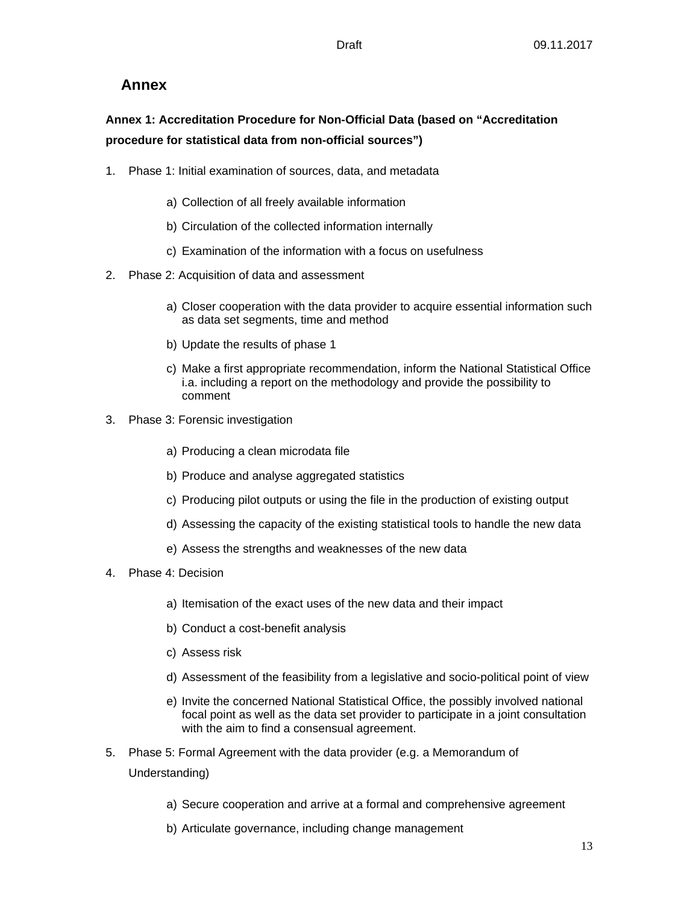# Annex

## Annex 1: Accreditation Procedure for Non-Official Data (based on "Accreditation procedure for statistical data from non-official sources")

1. Phase 1: Initial examination of sources, data, and metadata

   a) Collection of all freely available information

   b) Circulation of the collected information internally

   c) Examination of the information with a focus on usefulness

2. Phase 2: Acquisition of data and assessment

   a) Closer cooperation with the data provider to acquire essential information such as data set segments, time and method

   b) Update the results of phase 1

   c) Make a first appropriate recommendation, inform the National Statistical Office i.a. including a report on the methodology and provide the possibility to comment

3. Phase 3: Forensic investigation

   a) Producing a clean microdata file

   b) Produce and analyse aggregated statistics

   c) Producing pilot outputs or using the file in the production of existing output

   d) Assessing the capacity of the existing statistical tools to handle the new data

   e) Assess the strengths and weaknesses of the new data

4. Phase 4: Decision

   a) Itemisation of the exact uses of the new data and their impact

   b) Conduct a cost-benefit analysis

   c) Assess risk

   d) Assessment of the feasibility from a legislative and socio-political point of view

   e) Invite the concerned National Statistical Office, the possibly involved national focal point as well as the data set provider to participate in a joint consultation with the aim to find a consensual agreement.

5. Phase 5: Formal Agreement with the data provider (e.g. a Memorandum of Understanding)

   a) Secure cooperation and arrive at a formal and comprehensive agreement

   b) Articulate governance, including change management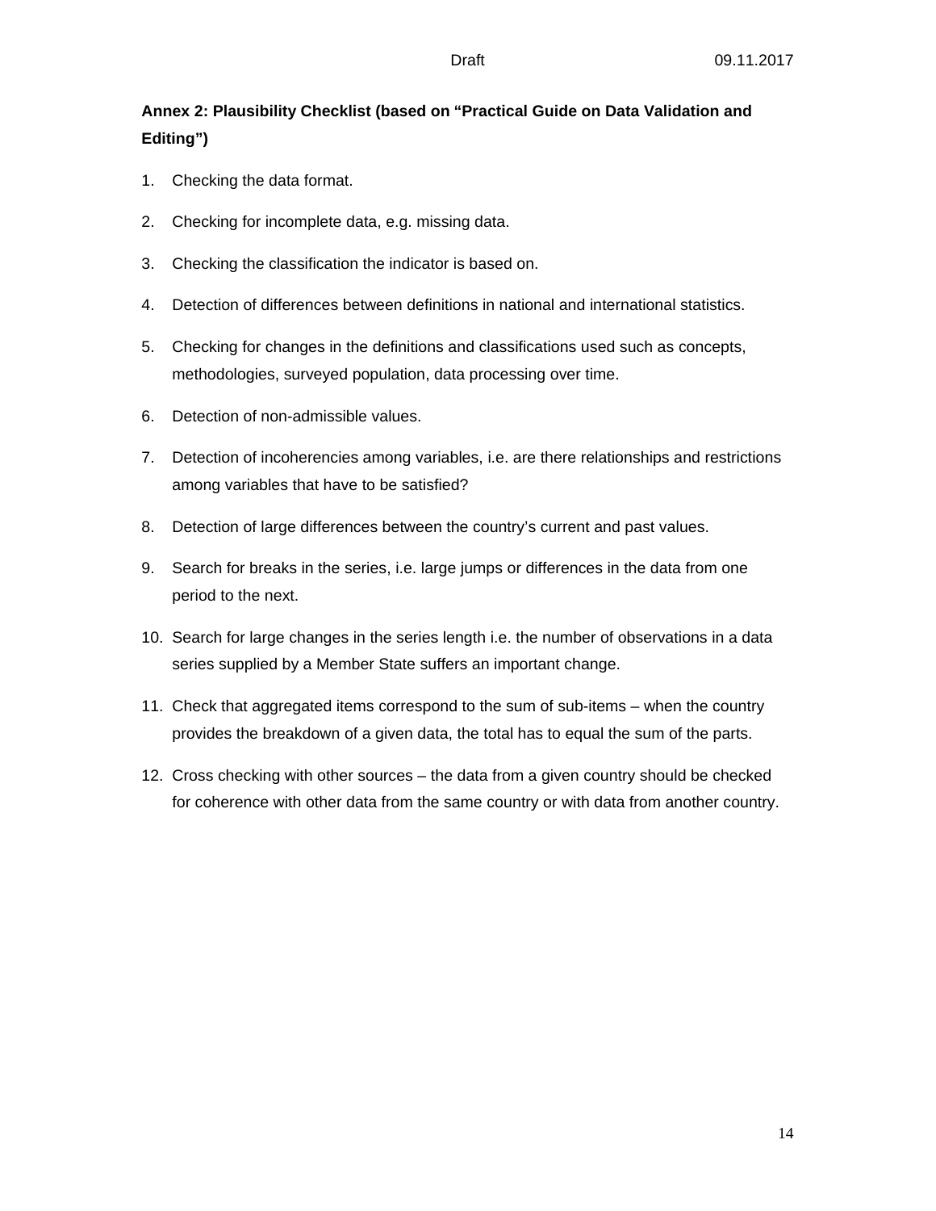## Annex 2: Plausibility Checklist (based on "Practical Guide on Data Validation and Editing")

1. Checking the data format.
2. Checking for incomplete data, e.g. missing data.
3. Checking the classification the indicator is based on.
4. Detection of differences between definitions in national and international statistics.
5. Checking for changes in the definitions and classifications used such as concepts, methodologies, surveyed population, data processing over time.
6. Detection of non-admissible values.
7. Detection of incoherencies among variables, i.e. are there relationships and restrictions among variables that have to be satisfied?
8. Detection of large differences between the country's current and past values.
9. Search for breaks in the series, i.e. large jumps or differences in the data from one period to the next.
10. Search for large changes in the series length i.e. the number of observations in a data series supplied by a Member State suffers an important change.
11. Check that aggregated items correspond to the sum of sub-items – when the country provides the breakdown of a given data, the total has to equal the sum of the parts.
12. Cross checking with other sources – the data from a given country should be checked for coherence with other data from the same country or with data from another country.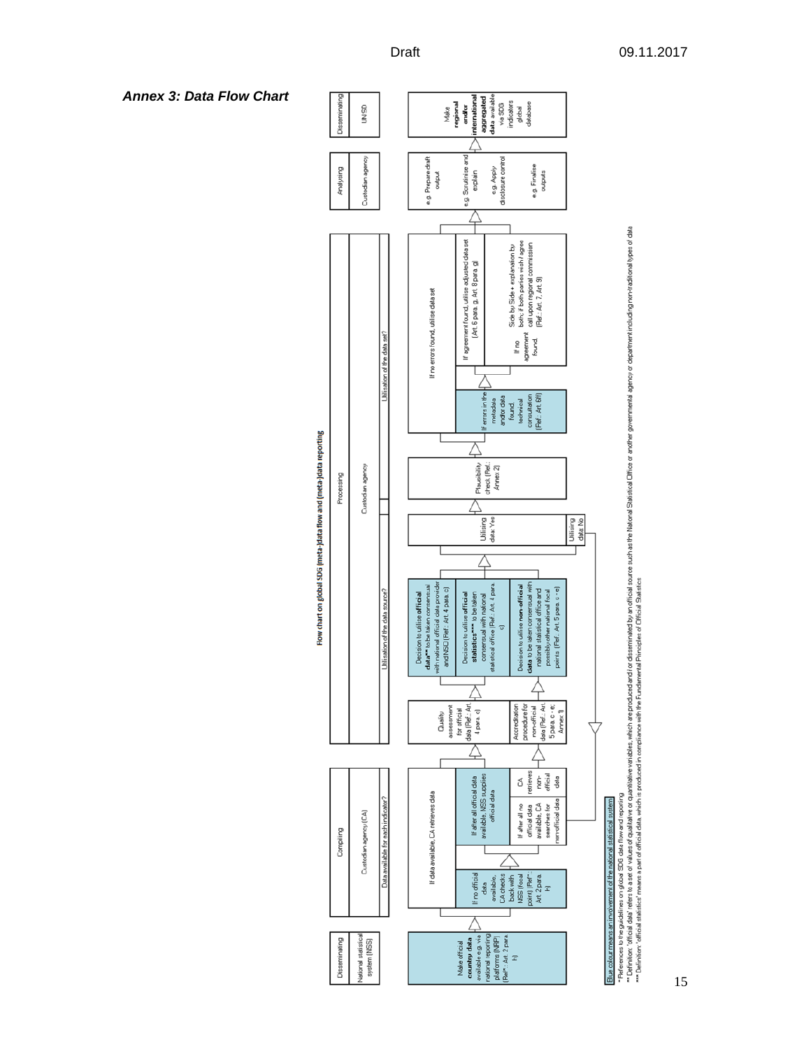## *Annex 3: Data Flow Chart*

**Flow chart on global SDG (meta-)data flow and (meta-)data reporting**

| Disseminating | Compiling | Processing | Analysing | Disseminating |
|---|---|---|---|---|
| National statistical system (NSS) | Custodian agency (CA) | Custodian agency | Custodian agency | UNSD |
| | Data available for each indicator? | Utilisation of the data source? / Utilisation of the data set? | | |

**Disseminating – National statistical system (NSS):**
- Make official **country data** available e.g. via national reporting platforms (NRP) (Ref*: Art. 2 para. h)

**Compiling – Custodian agency (CA):**
- If data available, CA retrieves data
  - If no official data available, CA checks back with NSS (focal point) (Ref*: Art. 2 para. h)
  - If after all official data available, NSS supplies official data
  - If after all no official data available, CA searches for non-official data
  - CA retrieves non-official data

**Processing – Custodian agency:**
- Quality assessment for official data (Ref.: Art. 4 para. c)
- Accreditation procedure for non-official data (Ref.: Art. 5 para. c - e; Annex 1)
- Decision to utilise **official data**** to be taken consensual with national official data provider and NSO (Ref.: Art. 4 para. c)
- Decision to utilise **official statistics***** to be taken consensual with national statistical office (Ref.: Art. 4 para. c)
- Decision to utilise **non-official data** to be taken consensual with national statistical office and possibly other national focal points (Ref.: Art. 5 para. c - e)
- Utilising data: Yes
- Utilising data: No
- Plausibility check (Ref.: Annex 2)
- If errors in the metadata and/or data found: technical consultation (Ref.: Art. 6f)
  - If agreement found, utilise adjusted data set (Art. 6 para. g, Art. 8 para. g)
  - If no agreement found: Side by Side + explanation by both; if both parties wish / agree call upon regional commission (Ref.: Art. 7, Art. 9)
- If no errors found, utilise data set

**Analysing – Custodian agency:**
- e.g. Prepare draft output
- e.g. Scrutinise and explain
- e.g. Apply disclosure control
- e.g. Finalise outputs

**Disseminating – UNSD:**
- Make **regional and/or international aggregated data** available via SDG indicators global database

Blue colour means an involvement of the national statistical system

*References to the guidelines on global SDG data flow and reporting

** Definition: 'official data' refers to a set of values of qualitative or quantitative variables, which are produced and/or disseminated by an official source such as the National Statistical Office or another governmental agency or department including non-traditional types of data

*** Definition: 'official statistics' means a part of official data, which is produced in compliance with the Fundamental Principles of Official Statistics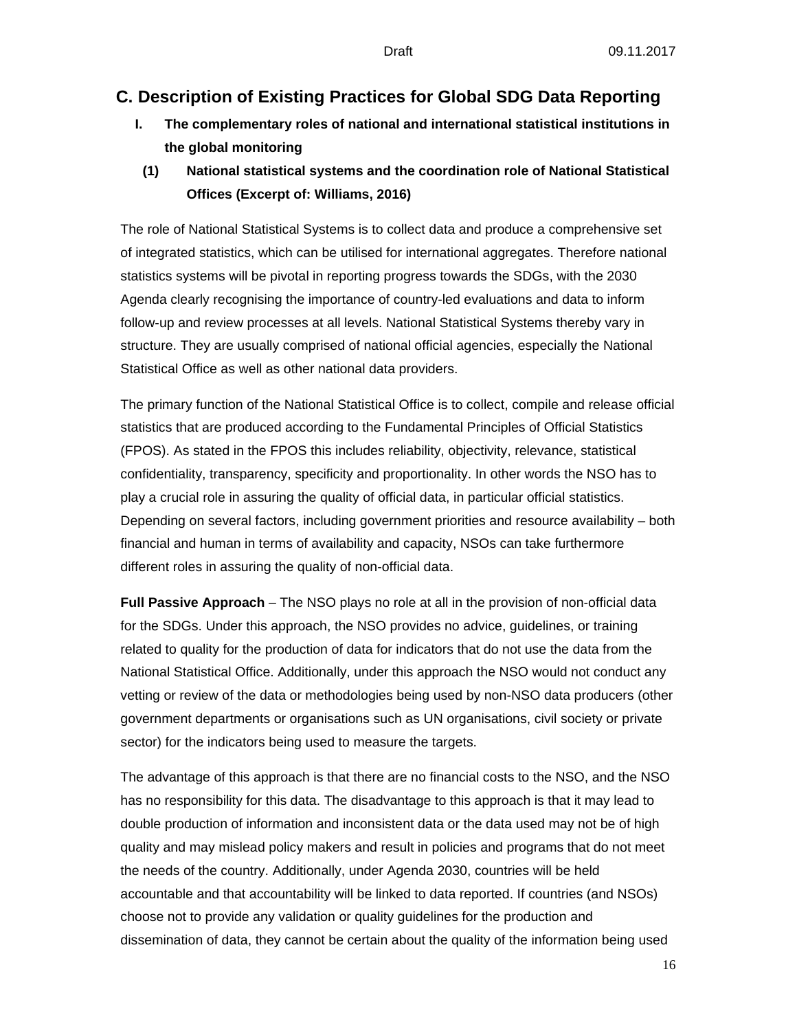## C. Description of Existing Practices for Global SDG Data Reporting

### I. The complementary roles of national and international statistical institutions in the global monitoring

#### (1) National statistical systems and the coordination role of National Statistical Offices (Excerpt of: Williams, 2016)

The role of National Statistical Systems is to collect data and produce a comprehensive set of integrated statistics, which can be utilised for international aggregates. Therefore national statistics systems will be pivotal in reporting progress towards the SDGs, with the 2030 Agenda clearly recognising the importance of country-led evaluations and data to inform follow-up and review processes at all levels. National Statistical Systems thereby vary in structure. They are usually comprised of national official agencies, especially the National Statistical Office as well as other national data providers.

The primary function of the National Statistical Office is to collect, compile and release official statistics that are produced according to the Fundamental Principles of Official Statistics (FPOS). As stated in the FPOS this includes reliability, objectivity, relevance, statistical confidentiality, transparency, specificity and proportionality. In other words the NSO has to play a crucial role in assuring the quality of official data, in particular official statistics. Depending on several factors, including government priorities and resource availability – both financial and human in terms of availability and capacity, NSOs can take furthermore different roles in assuring the quality of non-official data.

**Full Passive Approach** – The NSO plays no role at all in the provision of non-official data for the SDGs. Under this approach, the NSO provides no advice, guidelines, or training related to quality for the production of data for indicators that do not use the data from the National Statistical Office. Additionally, under this approach the NSO would not conduct any vetting or review of the data or methodologies being used by non-NSO data producers (other government departments or organisations such as UN organisations, civil society or private sector) for the indicators being used to measure the targets.

The advantage of this approach is that there are no financial costs to the NSO, and the NSO has no responsibility for this data. The disadvantage to this approach is that it may lead to double production of information and inconsistent data or the data used may not be of high quality and may mislead policy makers and result in policies and programs that do not meet the needs of the country. Additionally, under Agenda 2030, countries will be held accountable and that accountability will be linked to data reported. If countries (and NSOs) choose not to provide any validation or quality guidelines for the production and dissemination of data, they cannot be certain about the quality of the information being used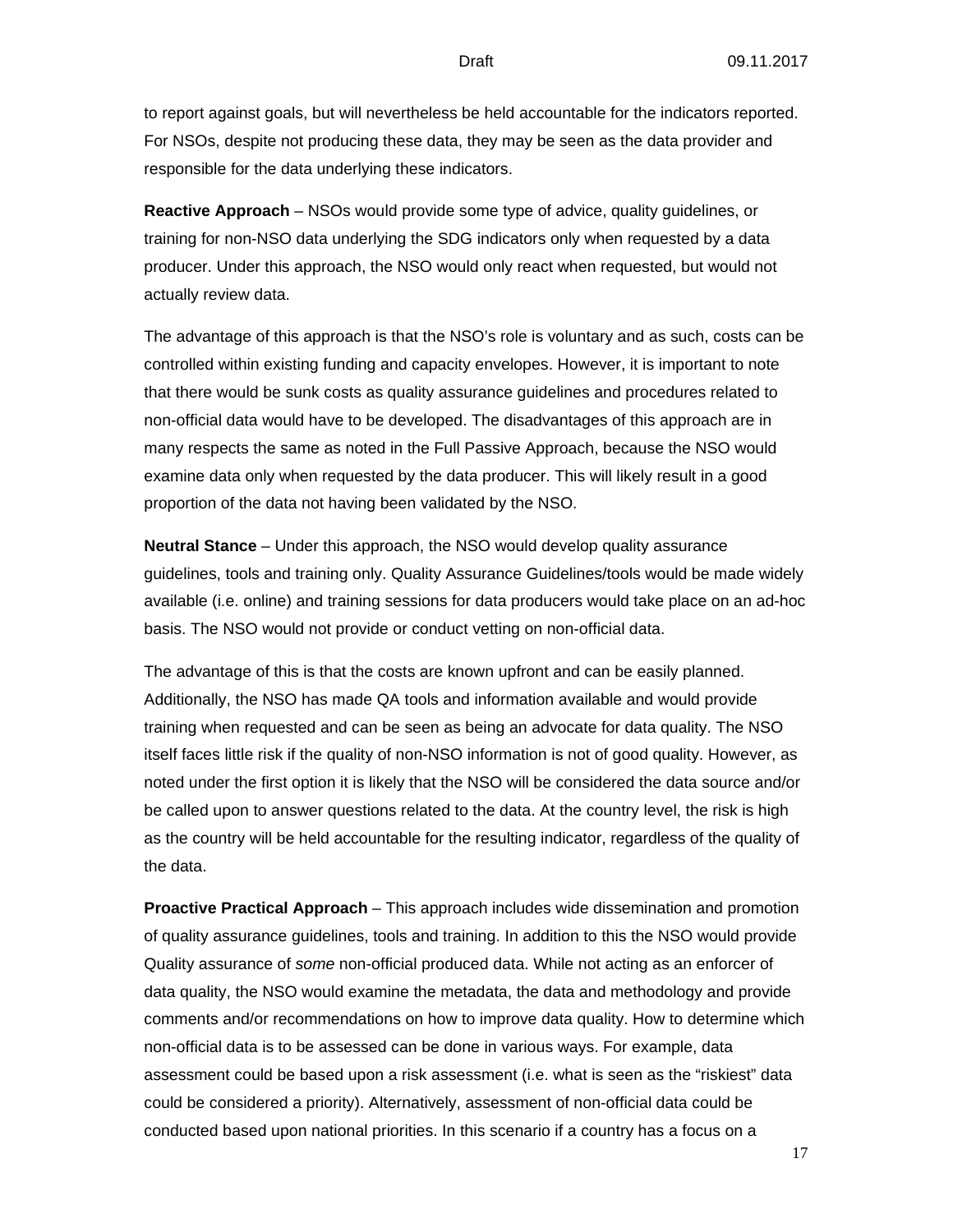to report against goals, but will nevertheless be held accountable for the indicators reported. For NSOs, despite not producing these data, they may be seen as the data provider and responsible for the data underlying these indicators.

**Reactive Approach** – NSOs would provide some type of advice, quality guidelines, or training for non-NSO data underlying the SDG indicators only when requested by a data producer. Under this approach, the NSO would only react when requested, but would not actually review data.

The advantage of this approach is that the NSO's role is voluntary and as such, costs can be controlled within existing funding and capacity envelopes. However, it is important to note that there would be sunk costs as quality assurance guidelines and procedures related to non-official data would have to be developed. The disadvantages of this approach are in many respects the same as noted in the Full Passive Approach, because the NSO would examine data only when requested by the data producer. This will likely result in a good proportion of the data not having been validated by the NSO.

**Neutral Stance** – Under this approach, the NSO would develop quality assurance guidelines, tools and training only. Quality Assurance Guidelines/tools would be made widely available (i.e. online) and training sessions for data producers would take place on an ad-hoc basis. The NSO would not provide or conduct vetting on non-official data.

The advantage of this is that the costs are known upfront and can be easily planned. Additionally, the NSO has made QA tools and information available and would provide training when requested and can be seen as being an advocate for data quality. The NSO itself faces little risk if the quality of non-NSO information is not of good quality. However, as noted under the first option it is likely that the NSO will be considered the data source and/or be called upon to answer questions related to the data. At the country level, the risk is high as the country will be held accountable for the resulting indicator, regardless of the quality of the data.

**Proactive Practical Approach** – This approach includes wide dissemination and promotion of quality assurance guidelines, tools and training. In addition to this the NSO would provide Quality assurance of *some* non-official produced data. While not acting as an enforcer of data quality, the NSO would examine the metadata, the data and methodology and provide comments and/or recommendations on how to improve data quality. How to determine which non-official data is to be assessed can be done in various ways. For example, data assessment could be based upon a risk assessment (i.e. what is seen as the "riskiest" data could be considered a priority). Alternatively, assessment of non-official data could be conducted based upon national priorities. In this scenario if a country has a focus on a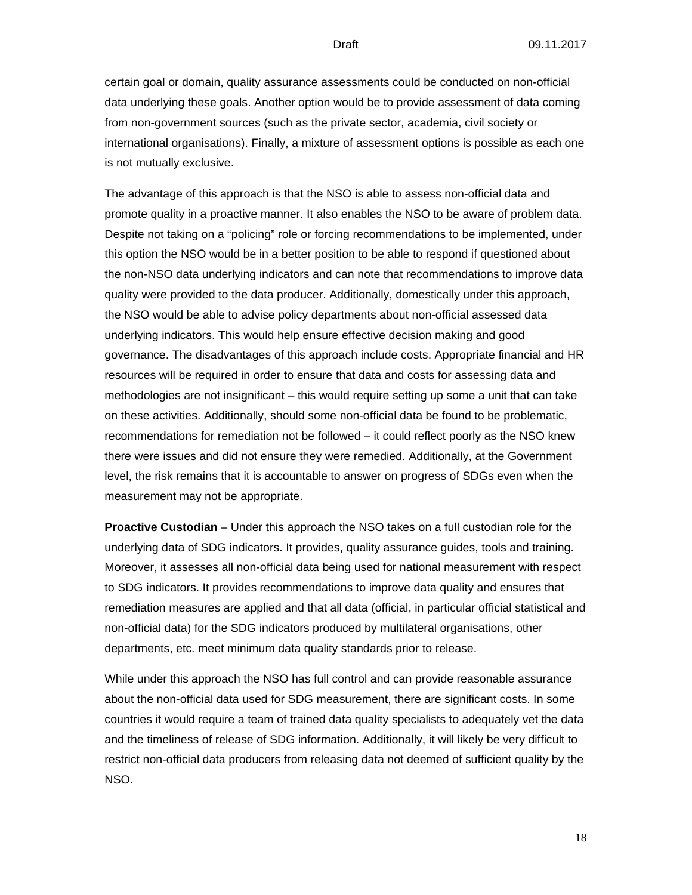certain goal or domain, quality assurance assessments could be conducted on non-official data underlying these goals. Another option would be to provide assessment of data coming from non-government sources (such as the private sector, academia, civil society or international organisations). Finally, a mixture of assessment options is possible as each one is not mutually exclusive.

The advantage of this approach is that the NSO is able to assess non-official data and promote quality in a proactive manner. It also enables the NSO to be aware of problem data. Despite not taking on a "policing" role or forcing recommendations to be implemented, under this option the NSO would be in a better position to be able to respond if questioned about the non-NSO data underlying indicators and can note that recommendations to improve data quality were provided to the data producer. Additionally, domestically under this approach, the NSO would be able to advise policy departments about non-official assessed data underlying indicators. This would help ensure effective decision making and good governance. The disadvantages of this approach include costs. Appropriate financial and HR resources will be required in order to ensure that data and costs for assessing data and methodologies are not insignificant – this would require setting up some a unit that can take on these activities. Additionally, should some non-official data be found to be problematic, recommendations for remediation not be followed – it could reflect poorly as the NSO knew there were issues and did not ensure they were remedied. Additionally, at the Government level, the risk remains that it is accountable to answer on progress of SDGs even when the measurement may not be appropriate.

**Proactive Custodian** – Under this approach the NSO takes on a full custodian role for the underlying data of SDG indicators. It provides, quality assurance guides, tools and training. Moreover, it assesses all non-official data being used for national measurement with respect to SDG indicators. It provides recommendations to improve data quality and ensures that remediation measures are applied and that all data (official, in particular official statistical and non-official data) for the SDG indicators produced by multilateral organisations, other departments, etc. meet minimum data quality standards prior to release.

While under this approach the NSO has full control and can provide reasonable assurance about the non-official data used for SDG measurement, there are significant costs. In some countries it would require a team of trained data quality specialists to adequately vet the data and the timeliness of release of SDG information. Additionally, it will likely be very difficult to restrict non-official data producers from releasing data not deemed of sufficient quality by the NSO.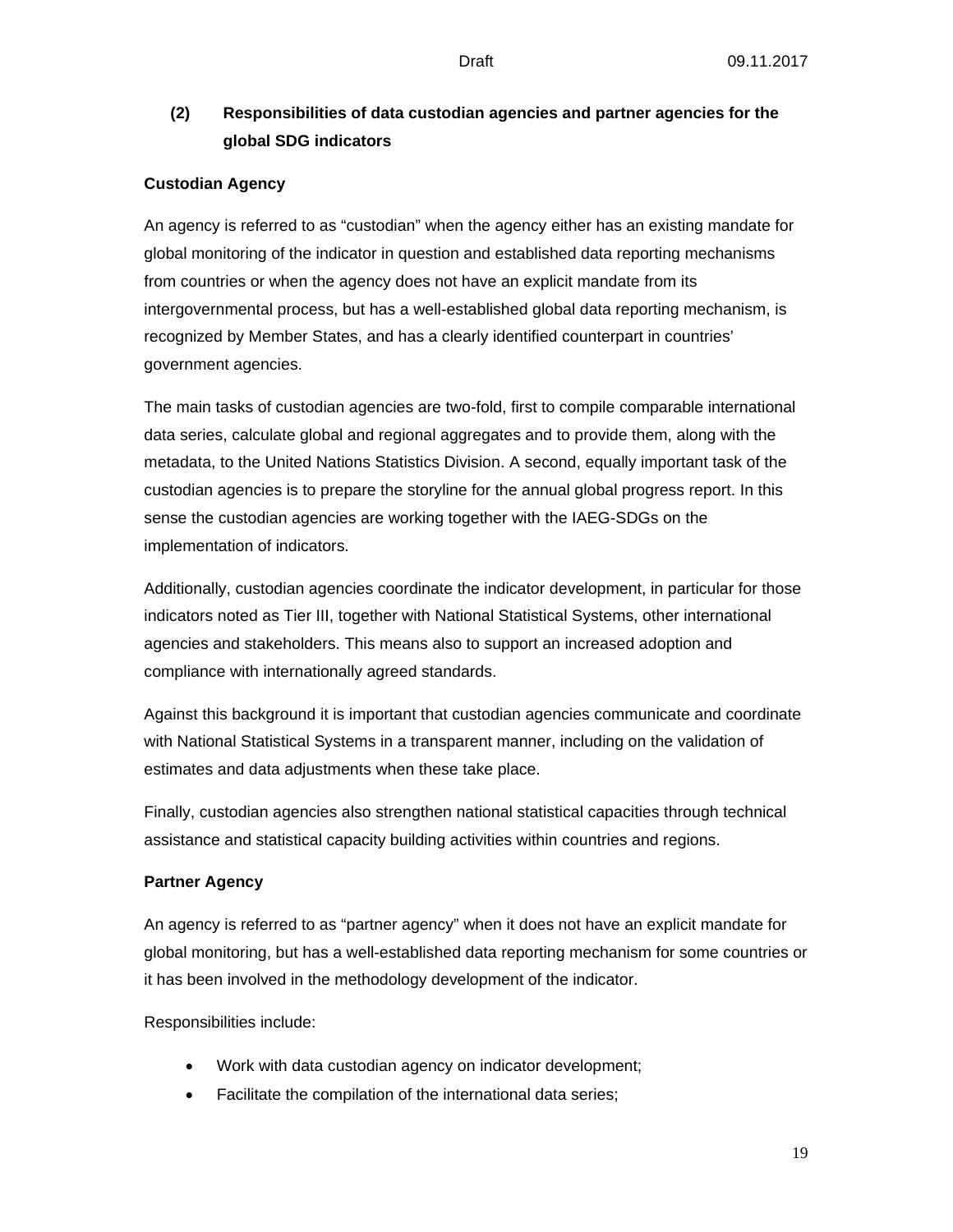## (2) Responsibilities of data custodian agencies and partner agencies for the global SDG indicators

**Custodian Agency**

An agency is referred to as “custodian” when the agency either has an existing mandate for global monitoring of the indicator in question and established data reporting mechanisms from countries or when the agency does not have an explicit mandate from its intergovernmental process, but has a well-established global data reporting mechanism, is recognized by Member States, and has a clearly identified counterpart in countries’ government agencies.

The main tasks of custodian agencies are two-fold, first to compile comparable international data series, calculate global and regional aggregates and to provide them, along with the metadata, to the United Nations Statistics Division. A second, equally important task of the custodian agencies is to prepare the storyline for the annual global progress report. In this sense the custodian agencies are working together with the IAEG-SDGs on the implementation of indicators.

Additionally, custodian agencies coordinate the indicator development, in particular for those indicators noted as Tier III, together with National Statistical Systems, other international agencies and stakeholders. This means also to support an increased adoption and compliance with internationally agreed standards.

Against this background it is important that custodian agencies communicate and coordinate with National Statistical Systems in a transparent manner, including on the validation of estimates and data adjustments when these take place.

Finally, custodian agencies also strengthen national statistical capacities through technical assistance and statistical capacity building activities within countries and regions.

**Partner Agency**

An agency is referred to as “partner agency” when it does not have an explicit mandate for global monitoring, but has a well-established data reporting mechanism for some countries or it has been involved in the methodology development of the indicator.

Responsibilities include:

- Work with data custodian agency on indicator development;
- Facilitate the compilation of the international data series;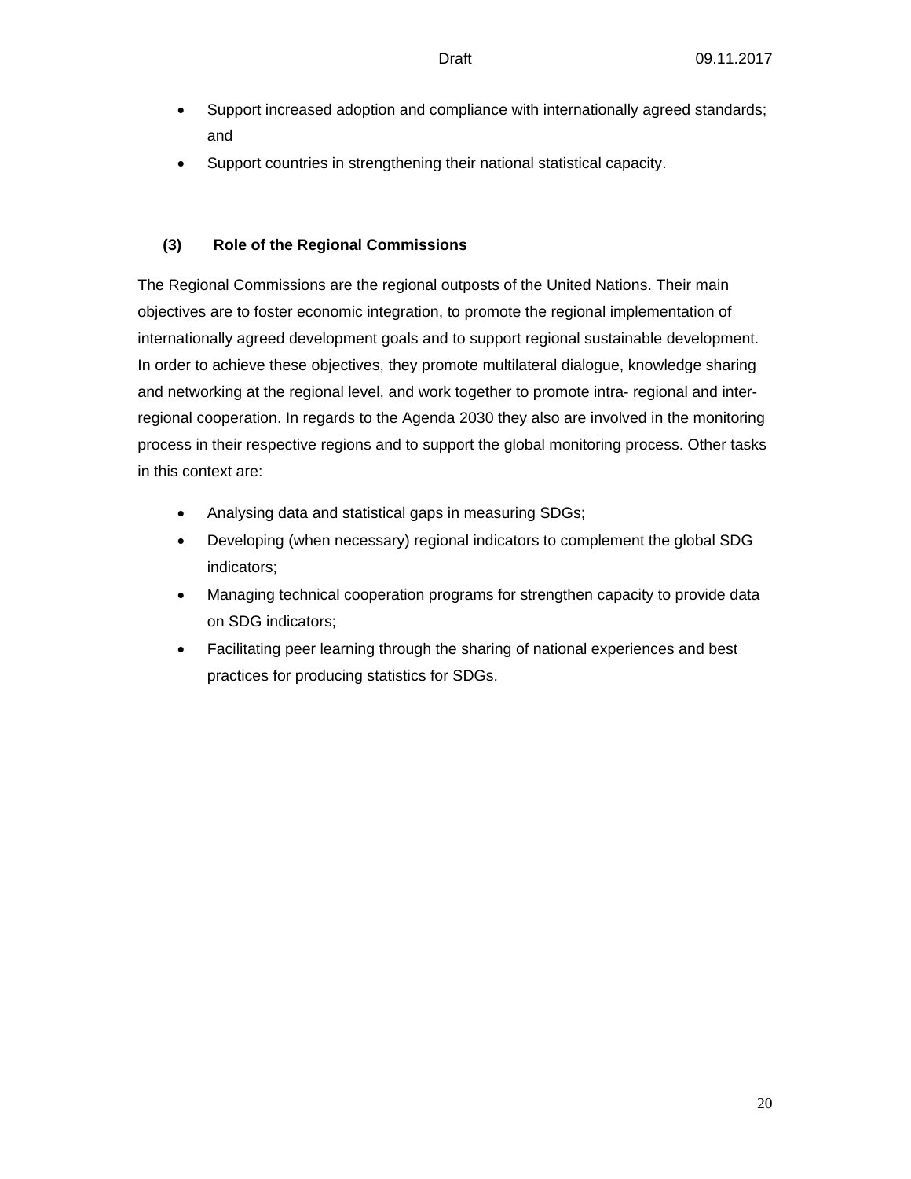- Support increased adoption and compliance with internationally agreed standards; and
- Support countries in strengthening their national statistical capacity.

### (3) Role of the Regional Commissions

The Regional Commissions are the regional outposts of the United Nations. Their main objectives are to foster economic integration, to promote the regional implementation of internationally agreed development goals and to support regional sustainable development. In order to achieve these objectives, they promote multilateral dialogue, knowledge sharing and networking at the regional level, and work together to promote intra- regional and inter-regional cooperation. In regards to the Agenda 2030 they also are involved in the monitoring process in their respective regions and to support the global monitoring process. Other tasks in this context are:

- Analysing data and statistical gaps in measuring SDGs;
- Developing (when necessary) regional indicators to complement the global SDG indicators;
- Managing technical cooperation programs for strengthen capacity to provide data on SDG indicators;
- Facilitating peer learning through the sharing of national experiences and best practices for producing statistics for SDGs.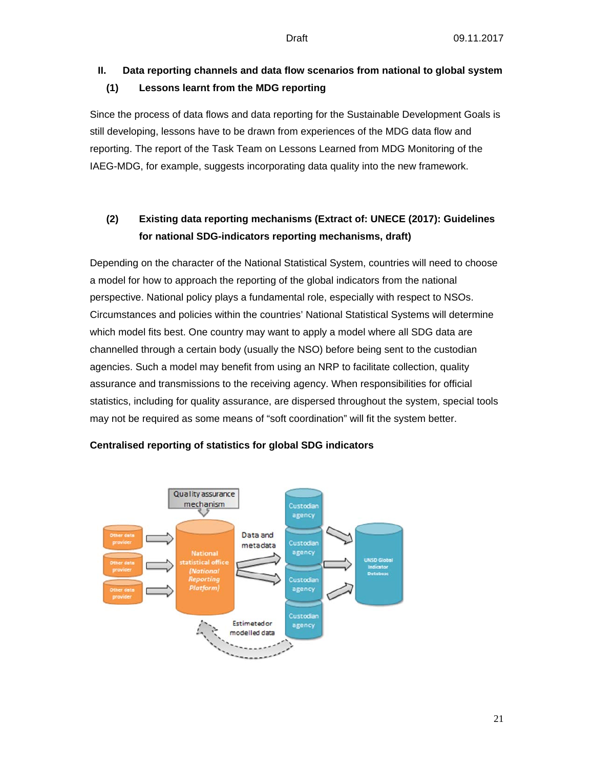## II. Data reporting channels and data flow scenarios from national to global system

### (1) Lessons learnt from the MDG reporting

Since the process of data flows and data reporting for the Sustainable Development Goals is still developing, lessons have to be drawn from experiences of the MDG data flow and reporting. The report of the Task Team on Lessons Learned from MDG Monitoring of the IAEG-MDG, for example, suggests incorporating data quality into the new framework.

### (2) Existing data reporting mechanisms (Extract of: UNECE (2017): Guidelines for national SDG-indicators reporting mechanisms, draft)

Depending on the character of the National Statistical System, countries will need to choose a model for how to approach the reporting of the global indicators from the national perspective. National policy plays a fundamental role, especially with respect to NSOs. Circumstances and policies within the countries' National Statistical Systems will determine which model fits best. One country may want to apply a model where all SDG data are channelled through a certain body (usually the NSO) before being sent to the custodian agencies. Such a model may benefit from using an NRP to facilitate collection, quality assurance and transmissions to the receiving agency. When responsibilities for official statistics, including for quality assurance, are dispersed throughout the system, special tools may not be required as some means of "soft coordination" will fit the system better.

**Centralised reporting of statistics for global SDG indicators**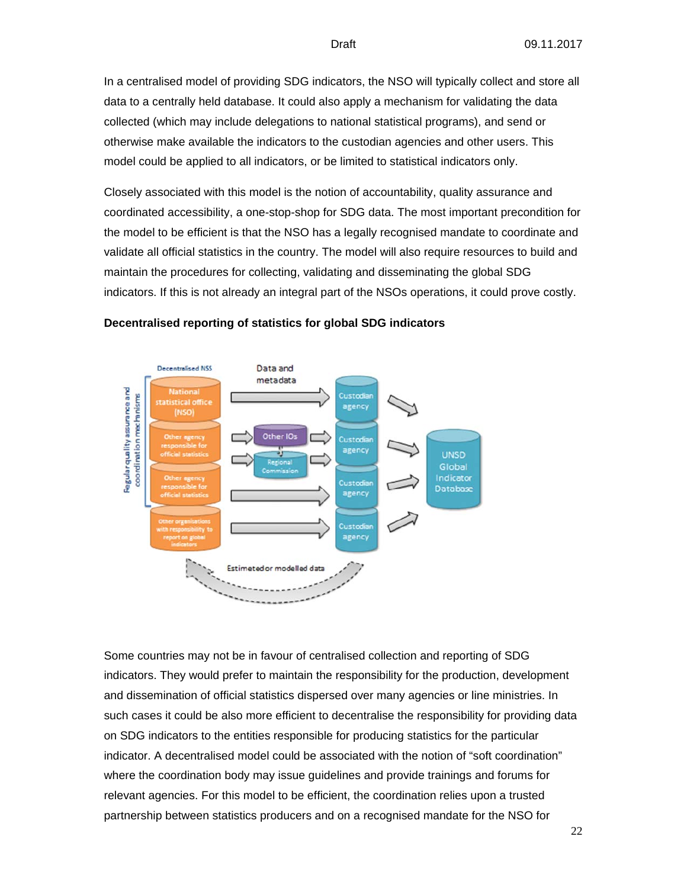In a centralised model of providing SDG indicators, the NSO will typically collect and store all data to a centrally held database. It could also apply a mechanism for validating the data collected (which may include delegations to national statistical programs), and send or otherwise make available the indicators to the custodian agencies and other users. This model could be applied to all indicators, or be limited to statistical indicators only.

Closely associated with this model is the notion of accountability, quality assurance and coordinated accessibility, a one-stop-shop for SDG data. The most important precondition for the model to be efficient is that the NSO has a legally recognised mandate to coordinate and validate all official statistics in the country. The model will also require resources to build and maintain the procedures for collecting, validating and disseminating the global SDG indicators. If this is not already an integral part of the NSOs operations, it could prove costly.

**Decentralised reporting of statistics for global SDG indicators**

Some countries may not be in favour of centralised collection and reporting of SDG indicators. They would prefer to maintain the responsibility for the production, development and dissemination of official statistics dispersed over many agencies or line ministries. In such cases it could be also more efficient to decentralise the responsibility for providing data on SDG indicators to the entities responsible for producing statistics for the particular indicator. A decentralised model could be associated with the notion of "soft coordination" where the coordination body may issue guidelines and provide trainings and forums for relevant agencies. For this model to be efficient, the coordination relies upon a trusted partnership between statistics producers and on a recognised mandate for the NSO for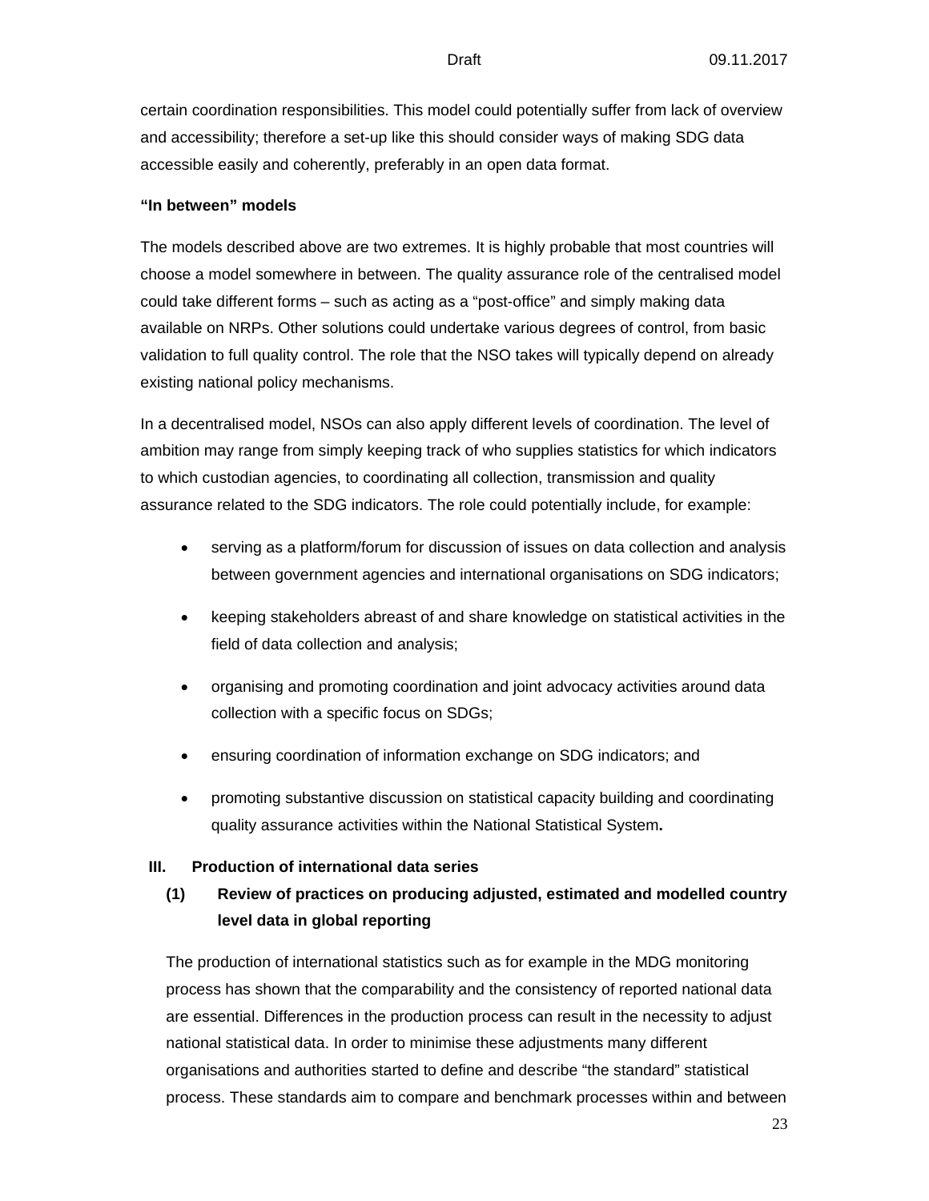certain coordination responsibilities. This model could potentially suffer from lack of overview and accessibility; therefore a set-up like this should consider ways of making SDG data accessible easily and coherently, preferably in an open data format.

**"In between" models**

The models described above are two extremes. It is highly probable that most countries will choose a model somewhere in between. The quality assurance role of the centralised model could take different forms – such as acting as a "post-office" and simply making data available on NRPs. Other solutions could undertake various degrees of control, from basic validation to full quality control. The role that the NSO takes will typically depend on already existing national policy mechanisms.

In a decentralised model, NSOs can also apply different levels of coordination. The level of ambition may range from simply keeping track of who supplies statistics for which indicators to which custodian agencies, to coordinating all collection, transmission and quality assurance related to the SDG indicators. The role could potentially include, for example:

- serving as a platform/forum for discussion of issues on data collection and analysis between government agencies and international organisations on SDG indicators;
- keeping stakeholders abreast of and share knowledge on statistical activities in the field of data collection and analysis;
- organising and promoting coordination and joint advocacy activities around data collection with a specific focus on SDGs;
- ensuring coordination of information exchange on SDG indicators; and
- promoting substantive discussion on statistical capacity building and coordinating quality assurance activities within the National Statistical System**.**

## III. Production of international data series

### (1) Review of practices on producing adjusted, estimated and modelled country level data in global reporting

The production of international statistics such as for example in the MDG monitoring process has shown that the comparability and the consistency of reported national data are essential. Differences in the production process can result in the necessity to adjust national statistical data. In order to minimise these adjustments many different organisations and authorities started to define and describe "the standard" statistical process. These standards aim to compare and benchmark processes within and between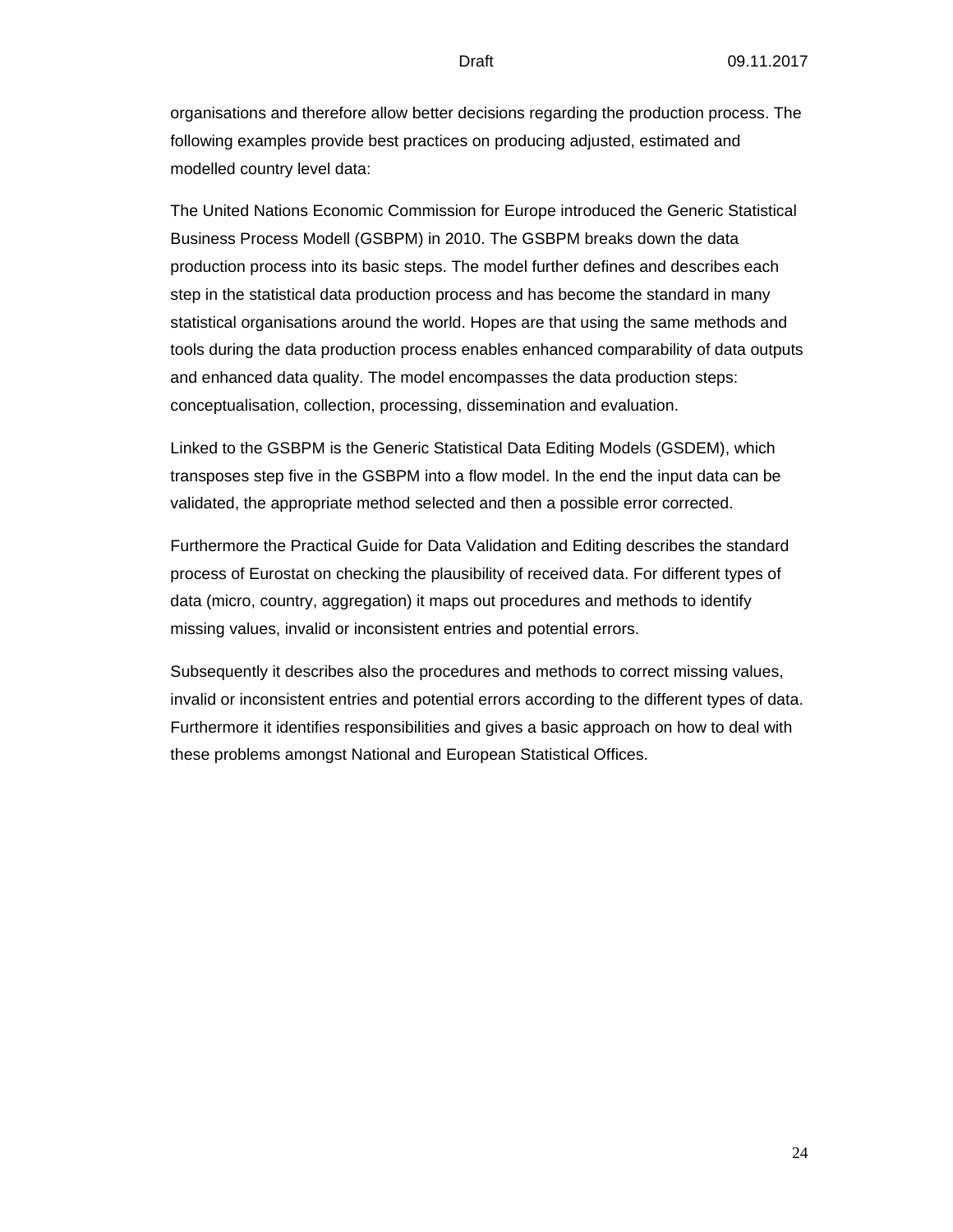organisations and therefore allow better decisions regarding the production process. The following examples provide best practices on producing adjusted, estimated and modelled country level data:

The United Nations Economic Commission for Europe introduced the Generic Statistical Business Process Modell (GSBPM) in 2010. The GSBPM breaks down the data production process into its basic steps. The model further defines and describes each step in the statistical data production process and has become the standard in many statistical organisations around the world. Hopes are that using the same methods and tools during the data production process enables enhanced comparability of data outputs and enhanced data quality. The model encompasses the data production steps: conceptualisation, collection, processing, dissemination and evaluation.

Linked to the GSBPM is the Generic Statistical Data Editing Models (GSDEM), which transposes step five in the GSBPM into a flow model. In the end the input data can be validated, the appropriate method selected and then a possible error corrected.

Furthermore the Practical Guide for Data Validation and Editing describes the standard process of Eurostat on checking the plausibility of received data. For different types of data (micro, country, aggregation) it maps out procedures and methods to identify missing values, invalid or inconsistent entries and potential errors.

Subsequently it describes also the procedures and methods to correct missing values, invalid or inconsistent entries and potential errors according to the different types of data. Furthermore it identifies responsibilities and gives a basic approach on how to deal with these problems amongst National and European Statistical Offices.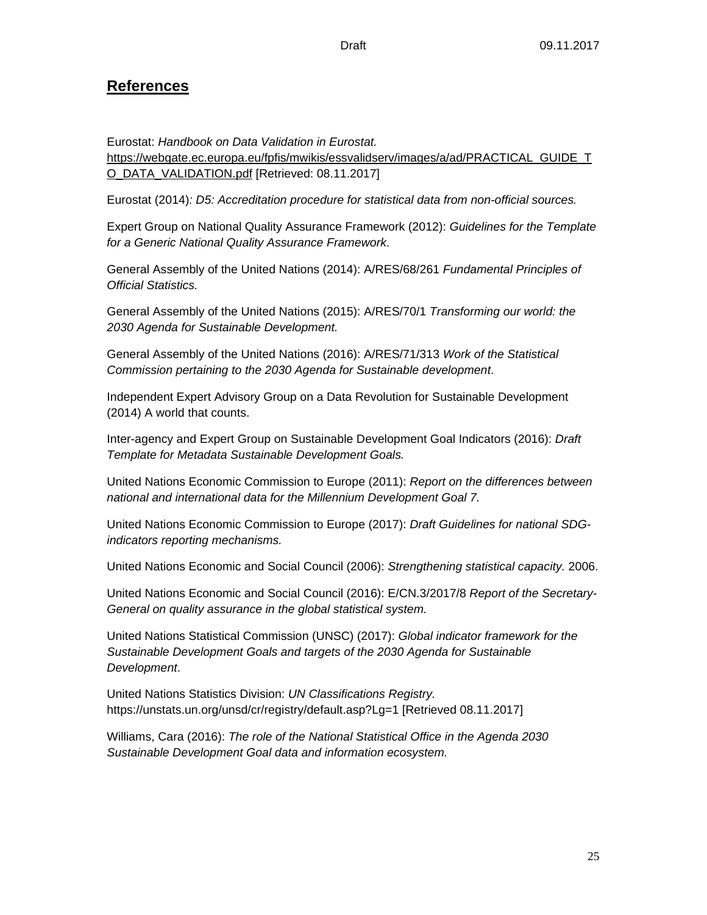## References

Eurostat: *Handbook on Data Validation in Eurostat.* https://webgate.ec.europa.eu/fpfis/mwikis/essvalidserv/images/a/ad/PRACTICAL_GUIDE_TO_DATA_VALIDATION.pdf [Retrieved: 08.11.2017]

Eurostat (2014)*: D5: Accreditation procedure for statistical data from non-official sources.*

Expert Group on National Quality Assurance Framework (2012): *Guidelines for the Template for a Generic National Quality Assurance Framework*.

General Assembly of the United Nations (2014): A/RES/68/261 *Fundamental Principles of Official Statistics.*

General Assembly of the United Nations (2015): A/RES/70/1 *Transforming our world: the 2030 Agenda for Sustainable Development.*

General Assembly of the United Nations (2016): A/RES/71/313 *Work of the Statistical Commission pertaining to the 2030 Agenda for Sustainable development*.

Independent Expert Advisory Group on a Data Revolution for Sustainable Development (2014) A world that counts.

Inter-agency and Expert Group on Sustainable Development Goal Indicators (2016): *Draft Template for Metadata Sustainable Development Goals.*

United Nations Economic Commission to Europe (2011): *Report on the differences between national and international data for the Millennium Development Goal 7.*

United Nations Economic Commission to Europe (2017): *Draft Guidelines for national SDG-indicators reporting mechanisms.*

United Nations Economic and Social Council (2006): *Strengthening statistical capacity.* 2006.

United Nations Economic and Social Council (2016): E/CN.3/2017/8 *Report of the Secretary-General on quality assurance in the global statistical system.*

United Nations Statistical Commission (UNSC) (2017): *Global indicator framework for the Sustainable Development Goals and targets of the 2030 Agenda for Sustainable Development*.

United Nations Statistics Division: *UN Classifications Registry.* https://unstats.un.org/unsd/cr/registry/default.asp?Lg=1 [Retrieved 08.11.2017]

Williams, Cara (2016): *The role of the National Statistical Office in the Agenda 2030 Sustainable Development Goal data and information ecosystem.*